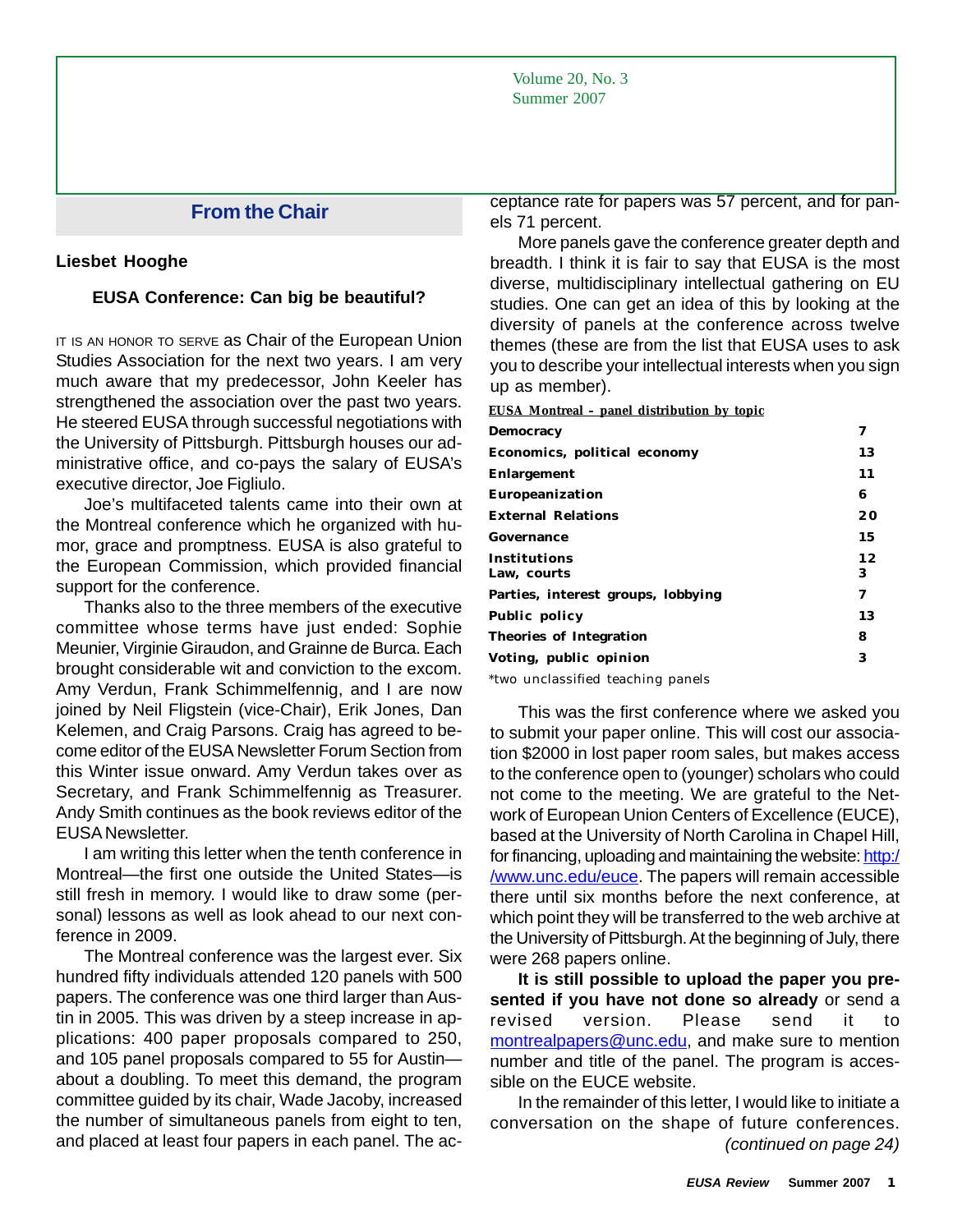Volume 20, No. 3
Summer 2007

## From the Chair

**Liesbet Hooghe**

### EUSA Conference: Can big be beautiful?

IT IS AN HONOR TO SERVE as Chair of the European Union Studies Association for the next two years. I am very much aware that my predecessor, John Keeler has strengthened the association over the past two years. He steered EUSA through successful negotiations with the University of Pittsburgh. Pittsburgh houses our administrative office, and co-pays the salary of EUSA's executive director, Joe Figliulo.

Joe's multifaceted talents came into their own at the Montreal conference which he organized with humor, grace and promptness. EUSA is also grateful to the European Commission, which provided financial support for the conference.

Thanks also to the three members of the executive committee whose terms have just ended: Sophie Meunier, Virginie Giraudon, and Grainne de Burca. Each brought considerable wit and conviction to the excom. Amy Verdun, Frank Schimmelfennig, and I are now joined by Neil Fligstein (vice-Chair), Erik Jones, Dan Kelemen, and Craig Parsons. Craig has agreed to become editor of the EUSA Newsletter Forum Section from this Winter issue onward. Amy Verdun takes over as Secretary, and Frank Schimmelfennig as Treasurer. Andy Smith continues as the book reviews editor of the EUSA Newsletter.

I am writing this letter when the tenth conference in Montreal—the first one outside the United States—is still fresh in memory. I would like to draw some (personal) lessons as well as look ahead to our next conference in 2009.

The Montreal conference was the largest ever. Six hundred fifty individuals attended 120 panels with 500 papers. The conference was one third larger than Austin in 2005. This was driven by a steep increase in applications: 400 paper proposals compared to 250, and 105 panel proposals compared to 55 for Austin—about a doubling. To meet this demand, the program committee guided by its chair, Wade Jacoby, increased the number of simultaneous panels from eight to ten, and placed at least four papers in each panel. The acceptance rate for papers was 57 percent, and for panels 71 percent.

More panels gave the conference greater depth and breadth. I think it is fair to say that EUSA is the most diverse, multidisciplinary intellectual gathering on EU studies. One can get an idea of this by looking at the diversity of panels at the conference across twelve themes (these are from the list that EUSA uses to ask you to describe your intellectual interests when you sign up as member).

**EUSA Montreal – panel distribution by topic**

| Topic | Panels |
|---|---|
| Democracy | 7 |
| Economics, political economy | 13 |
| Enlargement | 11 |
| Europeanization | 6 |
| External Relations | 20 |
| Governance | 15 |
| Institutions | 12 |
| Law, courts | 3 |
| Parties, interest groups, lobbying | 7 |
| Public policy | 13 |
| Theories of Integration | 8 |
| Voting, public opinion | 3 |

*two unclassified teaching panels

This was the first conference where we asked you to submit your paper online. This will cost our association $2000 in lost paper room sales, but makes access to the conference open to (younger) scholars who could not come to the meeting. We are grateful to the Network of European Union Centers of Excellence (EUCE), based at the University of North Carolina in Chapel Hill, for financing, uploading and maintaining the website: http://www.unc.edu/euce. The papers will remain accessible there until six months before the next conference, at which point they will be transferred to the web archive at the University of Pittsburgh. At the beginning of July, there were 268 papers online.

**It is still possible to upload the paper you presented if you have not done so already** or send a revised version. Please send it to montrealpapers@unc.edu, and make sure to mention number and title of the panel. The program is accessible on the EUCE website.

In the remainder of this letter, I would like to initiate a conversation on the shape of future conferences.

*(continued on page 24)*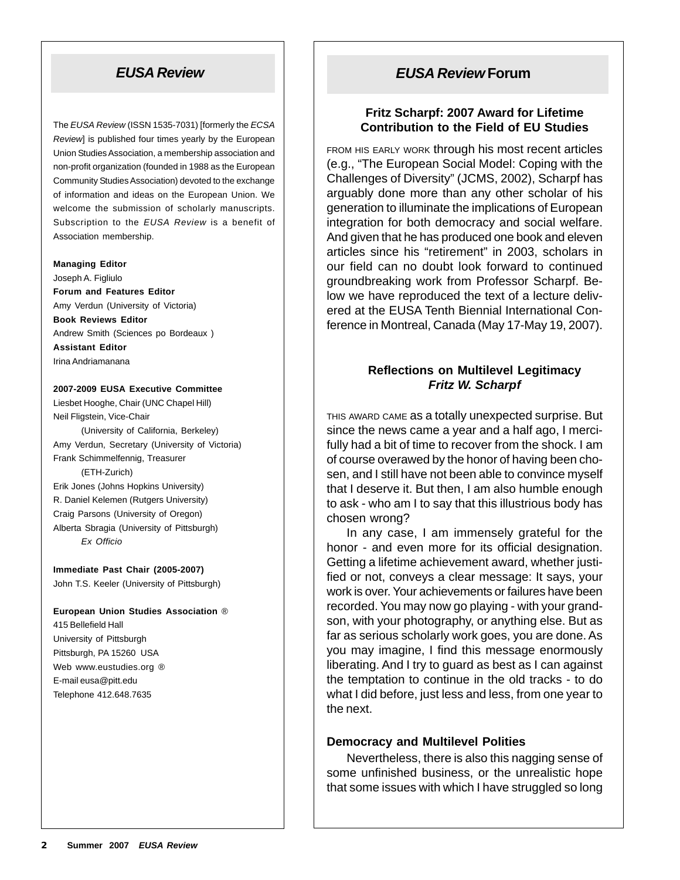## *EUSA Review*

The *EUSA Review* (ISSN 1535-7031) [formerly the *ECSA Review*] is published four times yearly by the European Union Studies Association, a membership association and non-profit organization (founded in 1988 as the European Community Studies Association) devoted to the exchange of information and ideas on the European Union. We welcome the submission of scholarly manuscripts. Subscription to the *EUSA Review* is a benefit of Association membership.

**Managing Editor**
Joseph A. Figliulo
**Forum and Features Editor**
Amy Verdun (University of Victoria)
**Book Reviews Editor**
Andrew Smith (Sciences po Bordeaux )
**Assistant Editor**
Irina Andriamanana

**2007-2009 EUSA Executive Committee**
Liesbet Hooghe, Chair (UNC Chapel Hill)
Neil Fligstein, Vice-Chair
(University of California, Berkeley)
Amy Verdun, Secretary (University of Victoria)
Frank Schimmelfennig, Treasurer
(ETH-Zurich)
Erik Jones (Johns Hopkins University)
R. Daniel Kelemen (Rutgers University)
Craig Parsons (University of Oregon)
Alberta Sbragia (University of Pittsburgh)
*Ex Officio*

**Immediate Past Chair (2005-2007)**
John T.S. Keeler (University of Pittsburgh)

**European Union Studies Association** ®
415 Bellefield Hall
University of Pittsburgh
Pittsburgh, PA 15260 USA
Web www.eustudies.org ®
E-mail eusa@pitt.edu
Telephone 412.648.7635

## *EUSA Review* Forum

### Fritz Scharpf: 2007 Award for Lifetime Contribution to the Field of EU Studies

FROM HIS EARLY WORK through his most recent articles (e.g., "The European Social Model: Coping with the Challenges of Diversity" (JCMS, 2002), Scharpf has arguably done more than any other scholar of his generation to illuminate the implications of European integration for both democracy and social welfare. And given that he has produced one book and eleven articles since his "retirement" in 2003, scholars in our field can no doubt look forward to continued groundbreaking work from Professor Scharpf. Below we have reproduced the text of a lecture delivered at the EUSA Tenth Biennial International Conference in Montreal, Canada (May 17-May 19, 2007).

### Reflections on Multilevel Legitimacy
***Fritz W. Scharpf***

THIS AWARD CAME as a totally unexpected surprise. But since the news came a year and a half ago, I mercifully had a bit of time to recover from the shock. I am of course overawed by the honor of having been chosen, and I still have not been able to convince myself that I deserve it. But then, I am also humble enough to ask - who am I to say that this illustrious body has chosen wrong?

In any case, I am immensely grateful for the honor - and even more for its official designation. Getting a lifetime achievement award, whether justified or not, conveys a clear message: It says, your work is over. Your achievements or failures have been recorded. You may now go playing - with your grandson, with your photography, or anything else. But as far as serious scholarly work goes, you are done. As you may imagine, I find this message enormously liberating. And I try to guard as best as I can against the temptation to continue in the old tracks - to do what I did before, just less and less, from one year to the next.

#### Democracy and Multilevel Polities

Nevertheless, there is also this nagging sense of some unfinished business, or the unrealistic hope that some issues with which I have struggled so long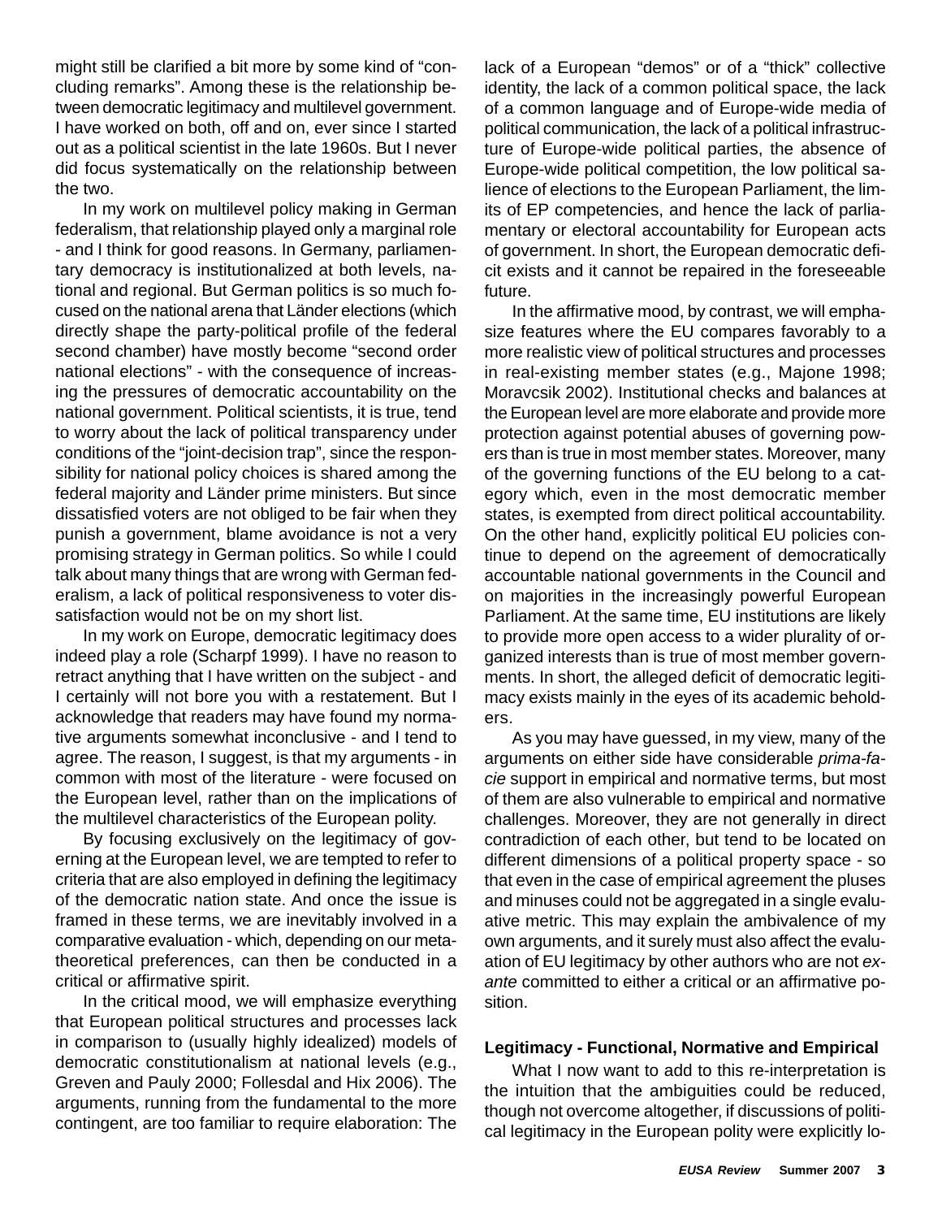might still be clarified a bit more by some kind of "concluding remarks". Among these is the relationship between democratic legitimacy and multilevel government. I have worked on both, off and on, ever since I started out as a political scientist in the late 1960s. But I never did focus systematically on the relationship between the two.

In my work on multilevel policy making in German federalism, that relationship played only a marginal role - and I think for good reasons. In Germany, parliamentary democracy is institutionalized at both levels, national and regional. But German politics is so much focused on the national arena that Länder elections (which directly shape the party-political profile of the federal second chamber) have mostly become "second order national elections" - with the consequence of increasing the pressures of democratic accountability on the national government. Political scientists, it is true, tend to worry about the lack of political transparency under conditions of the "joint-decision trap", since the responsibility for national policy choices is shared among the federal majority and Länder prime ministers. But since dissatisfied voters are not obliged to be fair when they punish a government, blame avoidance is not a very promising strategy in German politics. So while I could talk about many things that are wrong with German federalism, a lack of political responsiveness to voter dissatisfaction would not be on my short list.

In my work on Europe, democratic legitimacy does indeed play a role (Scharpf 1999). I have no reason to retract anything that I have written on the subject - and I certainly will not bore you with a restatement. But I acknowledge that readers may have found my normative arguments somewhat inconclusive - and I tend to agree. The reason, I suggest, is that my arguments - in common with most of the literature - were focused on the European level, rather than on the implications of the multilevel characteristics of the European polity.

By focusing exclusively on the legitimacy of governing at the European level, we are tempted to refer to criteria that are also employed in defining the legitimacy of the democratic nation state. And once the issue is framed in these terms, we are inevitably involved in a comparative evaluation - which, depending on our meta-theoretical preferences, can then be conducted in a critical or affirmative spirit.

In the critical mood, we will emphasize everything that European political structures and processes lack in comparison to (usually highly idealized) models of democratic constitutionalism at national levels (e.g., Greven and Pauly 2000; Follesdal and Hix 2006). The arguments, running from the fundamental to the more contingent, are too familiar to require elaboration: The lack of a European "demos" or of a "thick" collective identity, the lack of a common political space, the lack of a common language and of Europe-wide media of political communication, the lack of a political infrastructure of Europe-wide political parties, the absence of Europe-wide political competition, the low political salience of elections to the European Parliament, the limits of EP competencies, and hence the lack of parliamentary or electoral accountability for European acts of government. In short, the European democratic deficit exists and it cannot be repaired in the foreseeable future.

In the affirmative mood, by contrast, we will emphasize features where the EU compares favorably to a more realistic view of political structures and processes in real-existing member states (e.g., Majone 1998; Moravcsik 2002). Institutional checks and balances at the European level are more elaborate and provide more protection against potential abuses of governing powers than is true in most member states. Moreover, many of the governing functions of the EU belong to a category which, even in the most democratic member states, is exempted from direct political accountability. On the other hand, explicitly political EU policies continue to depend on the agreement of democratically accountable national governments in the Council and on majorities in the increasingly powerful European Parliament. At the same time, EU institutions are likely to provide more open access to a wider plurality of organized interests than is true of most member governments. In short, the alleged deficit of democratic legitimacy exists mainly in the eyes of its academic beholders.

As you may have guessed, in my view, many of the arguments on either side have considerable *prima-facie* support in empirical and normative terms, but most of them are also vulnerable to empirical and normative challenges. Moreover, they are not generally in direct contradiction of each other, but tend to be located on different dimensions of a political property space - so that even in the case of empirical agreement the pluses and minuses could not be aggregated in a single evaluative metric. This may explain the ambivalence of my own arguments, and it surely must also affect the evaluation of EU legitimacy by other authors who are not *ex-ante* committed to either a critical or an affirmative position.

### Legitimacy - Functional, Normative and Empirical

What I now want to add to this re-interpretation is the intuition that the ambiguities could be reduced, though not overcome altogether, if discussions of political legitimacy in the European polity were explicitly lo-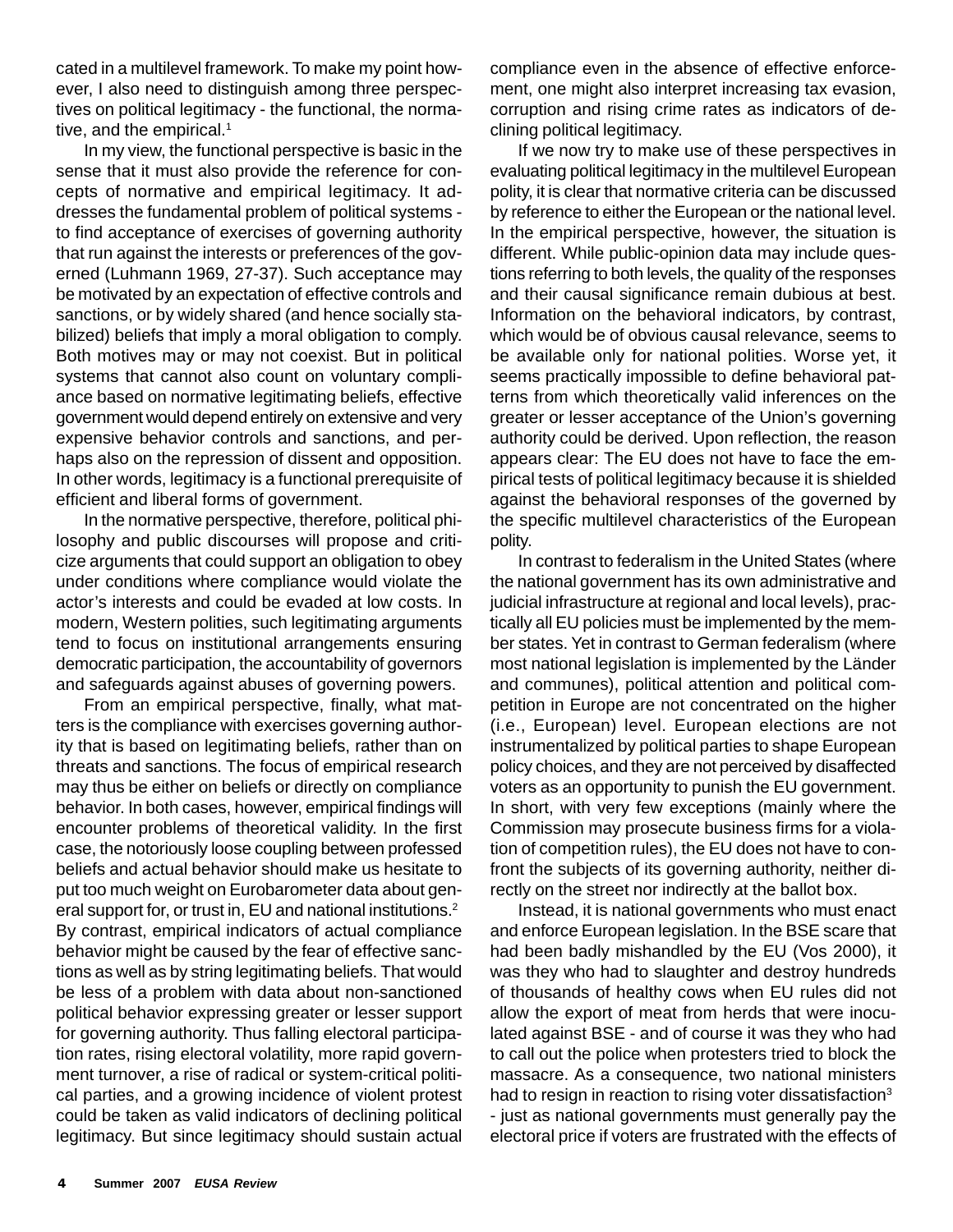cated in a multilevel framework. To make my point however, I also need to distinguish among three perspectives on political legitimacy - the functional, the normative, and the empirical.[1]

In my view, the functional perspective is basic in the sense that it must also provide the reference for concepts of normative and empirical legitimacy. It addresses the fundamental problem of political systems - to find acceptance of exercises of governing authority that run against the interests or preferences of the governed (Luhmann 1969, 27-37). Such acceptance may be motivated by an expectation of effective controls and sanctions, or by widely shared (and hence socially stabilized) beliefs that imply a moral obligation to comply. Both motives may or may not coexist. But in political systems that cannot also count on voluntary compliance based on normative legitimating beliefs, effective government would depend entirely on extensive and very expensive behavior controls and sanctions, and perhaps also on the repression of dissent and opposition. In other words, legitimacy is a functional prerequisite of efficient and liberal forms of government.

In the normative perspective, therefore, political philosophy and public discourses will propose and criticize arguments that could support an obligation to obey under conditions where compliance would violate the actor's interests and could be evaded at low costs. In modern, Western polities, such legitimating arguments tend to focus on institutional arrangements ensuring democratic participation, the accountability of governors and safeguards against abuses of governing powers.

From an empirical perspective, finally, what matters is the compliance with exercises governing authority that is based on legitimating beliefs, rather than on threats and sanctions. The focus of empirical research may thus be either on beliefs or directly on compliance behavior. In both cases, however, empirical findings will encounter problems of theoretical validity. In the first case, the notoriously loose coupling between professed beliefs and actual behavior should make us hesitate to put too much weight on Eurobarometer data about general support for, or trust in, EU and national institutions.[2] By contrast, empirical indicators of actual compliance behavior might be caused by the fear of effective sanctions as well as by string legitimating beliefs. That would be less of a problem with data about non-sanctioned political behavior expressing greater or lesser support for governing authority. Thus falling electoral participation rates, rising electoral volatility, more rapid government turnover, a rise of radical or system-critical political parties, and a growing incidence of violent protest could be taken as valid indicators of declining political legitimacy. But since legitimacy should sustain actual compliance even in the absence of effective enforcement, one might also interpret increasing tax evasion, corruption and rising crime rates as indicators of declining political legitimacy.

If we now try to make use of these perspectives in evaluating political legitimacy in the multilevel European polity, it is clear that normative criteria can be discussed by reference to either the European or the national level. In the empirical perspective, however, the situation is different. While public-opinion data may include questions referring to both levels, the quality of the responses and their causal significance remain dubious at best. Information on the behavioral indicators, by contrast, which would be of obvious causal relevance, seems to be available only for national polities. Worse yet, it seems practically impossible to define behavioral patterns from which theoretically valid inferences on the greater or lesser acceptance of the Union's governing authority could be derived. Upon reflection, the reason appears clear: The EU does not have to face the empirical tests of political legitimacy because it is shielded against the behavioral responses of the governed by the specific multilevel characteristics of the European polity.

In contrast to federalism in the United States (where the national government has its own administrative and judicial infrastructure at regional and local levels), practically all EU policies must be implemented by the member states. Yet in contrast to German federalism (where most national legislation is implemented by the Länder and communes), political attention and political competition in Europe are not concentrated on the higher (i.e., European) level. European elections are not instrumentalized by political parties to shape European policy choices, and they are not perceived by disaffected voters as an opportunity to punish the EU government. In short, with very few exceptions (mainly where the Commission may prosecute business firms for a violation of competition rules), the EU does not have to confront the subjects of its governing authority, neither directly on the street nor indirectly at the ballot box.

Instead, it is national governments who must enact and enforce European legislation. In the BSE scare that had been badly mishandled by the EU (Vos 2000), it was they who had to slaughter and destroy hundreds of thousands of healthy cows when EU rules did not allow the export of meat from herds that were inoculated against BSE - and of course it was they who had to call out the police when protesters tried to block the massacre. As a consequence, two national ministers had to resign in reaction to rising voter dissatisfaction[3] - just as national governments must generally pay the electoral price if voters are frustrated with the effects of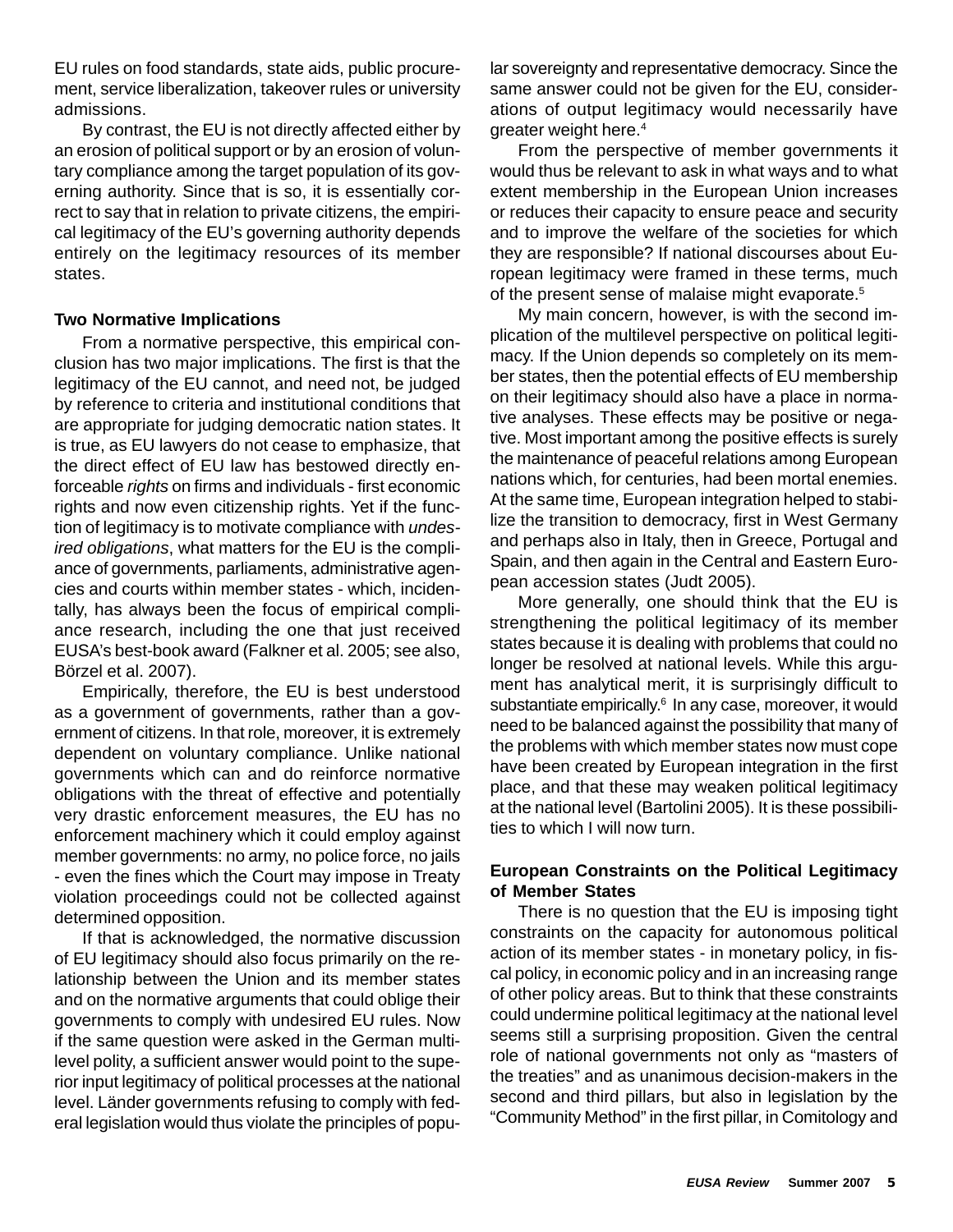EU rules on food standards, state aids, public procurement, service liberalization, takeover rules or university admissions.

By contrast, the EU is not directly affected either by an erosion of political support or by an erosion of voluntary compliance among the target population of its governing authority. Since that is so, it is essentially correct to say that in relation to private citizens, the empirical legitimacy of the EU's governing authority depends entirely on the legitimacy resources of its member states.

**Two Normative Implications**

From a normative perspective, this empirical conclusion has two major implications. The first is that the legitimacy of the EU cannot, and need not, be judged by reference to criteria and institutional conditions that are appropriate for judging democratic nation states. It is true, as EU lawyers do not cease to emphasize, that the direct effect of EU law has bestowed directly enforceable *rights* on firms and individuals - first economic rights and now even citizenship rights. Yet if the function of legitimacy is to motivate compliance with *undesired obligations*, what matters for the EU is the compliance of governments, parliaments, administrative agencies and courts within member states - which, incidentally, has always been the focus of empirical compliance research, including the one that just received EUSA's best-book award (Falkner et al. 2005; see also, Börzel et al. 2007).

Empirically, therefore, the EU is best understood as a government of governments, rather than a government of citizens. In that role, moreover, it is extremely dependent on voluntary compliance. Unlike national governments which can and do reinforce normative obligations with the threat of effective and potentially very drastic enforcement measures, the EU has no enforcement machinery which it could employ against member governments: no army, no police force, no jails - even the fines which the Court may impose in Treaty violation proceedings could not be collected against determined opposition.

If that is acknowledged, the normative discussion of EU legitimacy should also focus primarily on the relationship between the Union and its member states and on the normative arguments that could oblige their governments to comply with undesired EU rules. Now if the same question were asked in the German multilevel polity, a sufficient answer would point to the superior input legitimacy of political processes at the national level. Länder governments refusing to comply with federal legislation would thus violate the principles of popular sovereignty and representative democracy. Since the same answer could not be given for the EU, considerations of output legitimacy would necessarily have greater weight here.[4]

From the perspective of member governments it would thus be relevant to ask in what ways and to what extent membership in the European Union increases or reduces their capacity to ensure peace and security and to improve the welfare of the societies for which they are responsible? If national discourses about European legitimacy were framed in these terms, much of the present sense of malaise might evaporate.[5]

My main concern, however, is with the second implication of the multilevel perspective on political legitimacy. If the Union depends so completely on its member states, then the potential effects of EU membership on their legitimacy should also have a place in normative analyses. These effects may be positive or negative. Most important among the positive effects is surely the maintenance of peaceful relations among European nations which, for centuries, had been mortal enemies. At the same time, European integration helped to stabilize the transition to democracy, first in West Germany and perhaps also in Italy, then in Greece, Portugal and Spain, and then again in the Central and Eastern European accession states (Judt 2005).

More generally, one should think that the EU is strengthening the political legitimacy of its member states because it is dealing with problems that could no longer be resolved at national levels. While this argument has analytical merit, it is surprisingly difficult to substantiate empirically.[6] In any case, moreover, it would need to be balanced against the possibility that many of the problems with which member states now must cope have been created by European integration in the first place, and that these may weaken political legitimacy at the national level (Bartolini 2005). It is these possibilities to which I will now turn.

**European Constraints on the Political Legitimacy of Member States**

There is no question that the EU is imposing tight constraints on the capacity for autonomous political action of its member states - in monetary policy, in fiscal policy, in economic policy and in an increasing range of other policy areas. But to think that these constraints could undermine political legitimacy at the national level seems still a surprising proposition. Given the central role of national governments not only as "masters of the treaties" and as unanimous decision-makers in the second and third pillars, but also in legislation by the "Community Method" in the first pillar, in Comitology and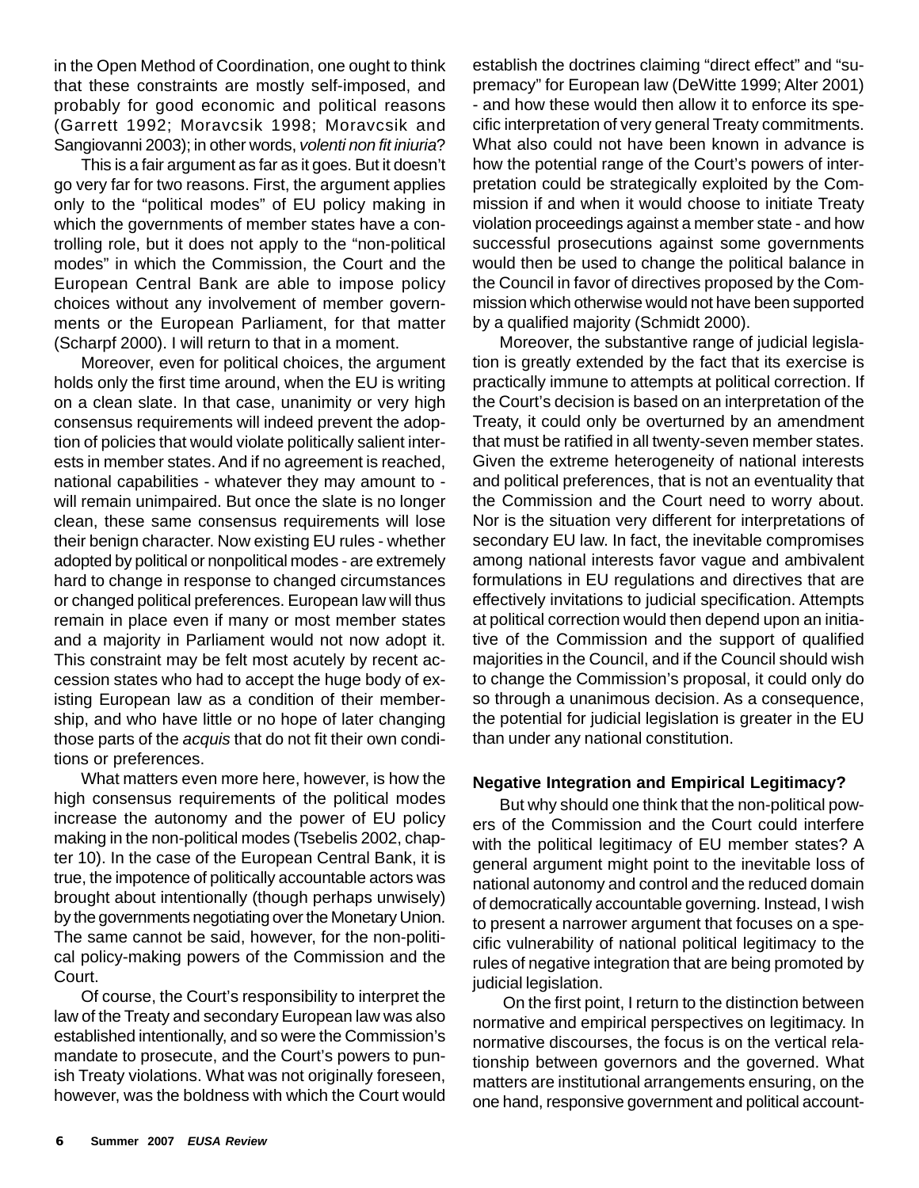in the Open Method of Coordination, one ought to think that these constraints are mostly self-imposed, and probably for good economic and political reasons (Garrett 1992; Moravcsik 1998; Moravcsik and Sangiovanni 2003); in other words, *volenti non fit iniuria*?

This is a fair argument as far as it goes. But it doesn't go very far for two reasons. First, the argument applies only to the "political modes" of EU policy making in which the governments of member states have a controlling role, but it does not apply to the "non-political modes" in which the Commission, the Court and the European Central Bank are able to impose policy choices without any involvement of member governments or the European Parliament, for that matter (Scharpf 2000). I will return to that in a moment.

Moreover, even for political choices, the argument holds only the first time around, when the EU is writing on a clean slate. In that case, unanimity or very high consensus requirements will indeed prevent the adoption of policies that would violate politically salient interests in member states. And if no agreement is reached, national capabilities - whatever they may amount to - will remain unimpaired. But once the slate is no longer clean, these same consensus requirements will lose their benign character. Now existing EU rules - whether adopted by political or nonpolitical modes - are extremely hard to change in response to changed circumstances or changed political preferences. European law will thus remain in place even if many or most member states and a majority in Parliament would not now adopt it. This constraint may be felt most acutely by recent accession states who had to accept the huge body of existing European law as a condition of their membership, and who have little or no hope of later changing those parts of the *acquis* that do not fit their own conditions or preferences.

What matters even more here, however, is how the high consensus requirements of the political modes increase the autonomy and the power of EU policy making in the non-political modes (Tsebelis 2002, chapter 10). In the case of the European Central Bank, it is true, the impotence of politically accountable actors was brought about intentionally (though perhaps unwisely) by the governments negotiating over the Monetary Union. The same cannot be said, however, for the non-political policy-making powers of the Commission and the Court.

Of course, the Court's responsibility to interpret the law of the Treaty and secondary European law was also established intentionally, and so were the Commission's mandate to prosecute, and the Court's powers to punish Treaty violations. What was not originally foreseen, however, was the boldness with which the Court would establish the doctrines claiming "direct effect" and "supremacy" for European law (DeWitte 1999; Alter 2001) - and how these would then allow it to enforce its specific interpretation of very general Treaty commitments. What also could not have been known in advance is how the potential range of the Court's powers of interpretation could be strategically exploited by the Commission if and when it would choose to initiate Treaty violation proceedings against a member state - and how successful prosecutions against some governments would then be used to change the political balance in the Council in favor of directives proposed by the Commission which otherwise would not have been supported by a qualified majority (Schmidt 2000).

Moreover, the substantive range of judicial legislation is greatly extended by the fact that its exercise is practically immune to attempts at political correction. If the Court's decision is based on an interpretation of the Treaty, it could only be overturned by an amendment that must be ratified in all twenty-seven member states. Given the extreme heterogeneity of national interests and political preferences, that is not an eventuality that the Commission and the Court need to worry about. Nor is the situation very different for interpretations of secondary EU law. In fact, the inevitable compromises among national interests favor vague and ambivalent formulations in EU regulations and directives that are effectively invitations to judicial specification. Attempts at political correction would then depend upon an initiative of the Commission and the support of qualified majorities in the Council, and if the Council should wish to change the Commission's proposal, it could only do so through a unanimous decision. As a consequence, the potential for judicial legislation is greater in the EU than under any national constitution.

### Negative Integration and Empirical Legitimacy?

But why should one think that the non-political powers of the Commission and the Court could interfere with the political legitimacy of EU member states? A general argument might point to the inevitable loss of national autonomy and control and the reduced domain of democratically accountable governing. Instead, I wish to present a narrower argument that focuses on a specific vulnerability of national political legitimacy to the rules of negative integration that are being promoted by judicial legislation.

On the first point, I return to the distinction between normative and empirical perspectives on legitimacy. In normative discourses, the focus is on the vertical relationship between governors and the governed. What matters are institutional arrangements ensuring, on the one hand, responsive government and political account-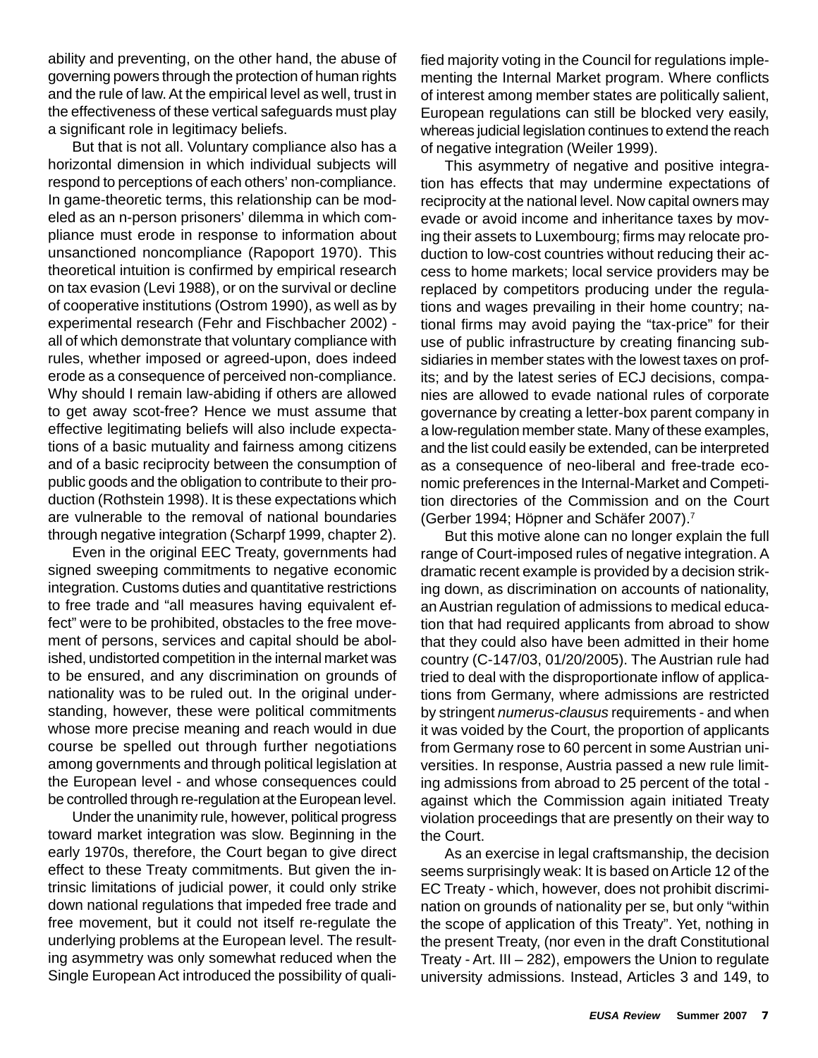ability and preventing, on the other hand, the abuse of governing powers through the protection of human rights and the rule of law. At the empirical level as well, trust in the effectiveness of these vertical safeguards must play a significant role in legitimacy beliefs.

But that is not all. Voluntary compliance also has a horizontal dimension in which individual subjects will respond to perceptions of each others' non-compliance. In game-theoretic terms, this relationship can be modeled as an n-person prisoners' dilemma in which compliance must erode in response to information about unsanctioned noncompliance (Rapoport 1970). This theoretical intuition is confirmed by empirical research on tax evasion (Levi 1988), or on the survival or decline of cooperative institutions (Ostrom 1990), as well as by experimental research (Fehr and Fischbacher 2002) - all of which demonstrate that voluntary compliance with rules, whether imposed or agreed-upon, does indeed erode as a consequence of perceived non-compliance. Why should I remain law-abiding if others are allowed to get away scot-free? Hence we must assume that effective legitimating beliefs will also include expectations of a basic mutuality and fairness among citizens and of a basic reciprocity between the consumption of public goods and the obligation to contribute to their production (Rothstein 1998). It is these expectations which are vulnerable to the removal of national boundaries through negative integration (Scharpf 1999, chapter 2).

Even in the original EEC Treaty, governments had signed sweeping commitments to negative economic integration. Customs duties and quantitative restrictions to free trade and "all measures having equivalent effect" were to be prohibited, obstacles to the free movement of persons, services and capital should be abolished, undistorted competition in the internal market was to be ensured, and any discrimination on grounds of nationality was to be ruled out. In the original understanding, however, these were political commitments whose more precise meaning and reach would in due course be spelled out through further negotiations among governments and through political legislation at the European level - and whose consequences could be controlled through re-regulation at the European level.

Under the unanimity rule, however, political progress toward market integration was slow. Beginning in the early 1970s, therefore, the Court began to give direct effect to these Treaty commitments. But given the intrinsic limitations of judicial power, it could only strike down national regulations that impeded free trade and free movement, but it could not itself re-regulate the underlying problems at the European level. The resulting asymmetry was only somewhat reduced when the Single European Act introduced the possibility of qualified majority voting in the Council for regulations implementing the Internal Market program. Where conflicts of interest among member states are politically salient, European regulations can still be blocked very easily, whereas judicial legislation continues to extend the reach of negative integration (Weiler 1999).

This asymmetry of negative and positive integration has effects that may undermine expectations of reciprocity at the national level. Now capital owners may evade or avoid income and inheritance taxes by moving their assets to Luxembourg; firms may relocate production to low-cost countries without reducing their access to home markets; local service providers may be replaced by competitors producing under the regulations and wages prevailing in their home country; national firms may avoid paying the "tax-price" for their use of public infrastructure by creating financing subsidiaries in member states with the lowest taxes on profits; and by the latest series of ECJ decisions, companies are allowed to evade national rules of corporate governance by creating a letter-box parent company in a low-regulation member state. Many of these examples, and the list could easily be extended, can be interpreted as a consequence of neo-liberal and free-trade economic preferences in the Internal-Market and Competition directories of the Commission and on the Court (Gerber 1994; Höpner and Schäfer 2007).[7]

But this motive alone can no longer explain the full range of Court-imposed rules of negative integration. A dramatic recent example is provided by a decision striking down, as discrimination on accounts of nationality, an Austrian regulation of admissions to medical education that had required applicants from abroad to show that they could also have been admitted in their home country (C-147/03, 01/20/2005). The Austrian rule had tried to deal with the disproportionate inflow of applications from Germany, where admissions are restricted by stringent *numerus-clausus* requirements - and when it was voided by the Court, the proportion of applicants from Germany rose to 60 percent in some Austrian universities. In response, Austria passed a new rule limiting admissions from abroad to 25 percent of the total - against which the Commission again initiated Treaty violation proceedings that are presently on their way to the Court.

As an exercise in legal craftsmanship, the decision seems surprisingly weak: It is based on Article 12 of the EC Treaty - which, however, does not prohibit discrimination on grounds of nationality per se, but only "within the scope of application of this Treaty". Yet, nothing in the present Treaty, (nor even in the draft Constitutional Treaty - Art. III – 282), empowers the Union to regulate university admissions. Instead, Articles 3 and 149, to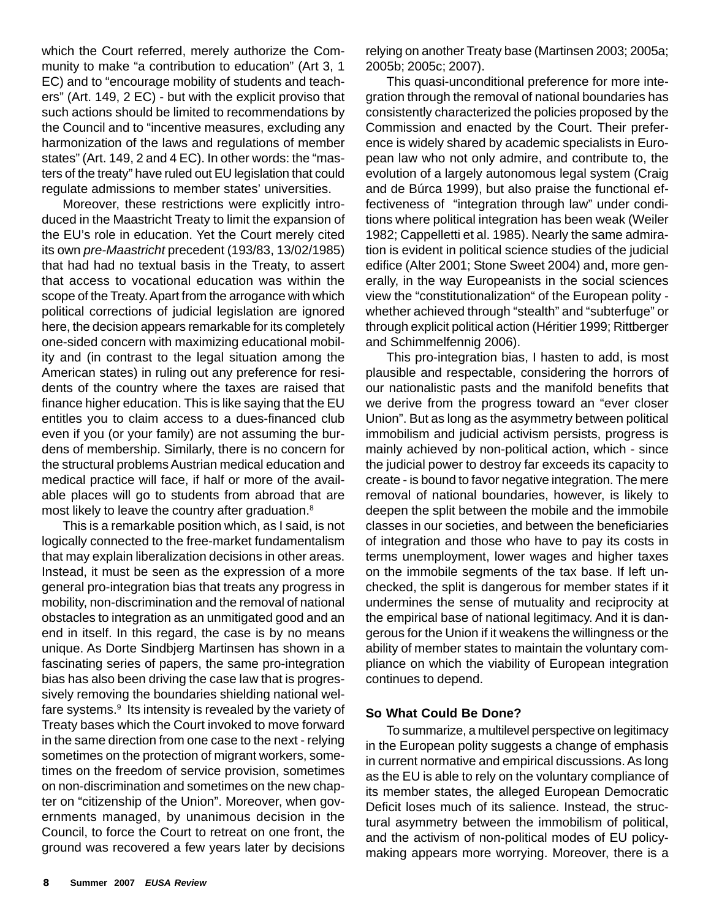which the Court referred, merely authorize the Community to make "a contribution to education" (Art 3, 1 EC) and to "encourage mobility of students and teachers" (Art. 149, 2 EC) - but with the explicit proviso that such actions should be limited to recommendations by the Council and to "incentive measures, excluding any harmonization of the laws and regulations of member states" (Art. 149, 2 and 4 EC). In other words: the "masters of the treaty" have ruled out EU legislation that could regulate admissions to member states' universities.

Moreover, these restrictions were explicitly introduced in the Maastricht Treaty to limit the expansion of the EU's role in education. Yet the Court merely cited its own *pre-Maastricht* precedent (193/83, 13/02/1985) that had had no textual basis in the Treaty, to assert that access to vocational education was within the scope of the Treaty. Apart from the arrogance with which political corrections of judicial legislation are ignored here, the decision appears remarkable for its completely one-sided concern with maximizing educational mobility and (in contrast to the legal situation among the American states) in ruling out any preference for residents of the country where the taxes are raised that finance higher education. This is like saying that the EU entitles you to claim access to a dues-financed club even if you (or your family) are not assuming the burdens of membership. Similarly, there is no concern for the structural problems Austrian medical education and medical practice will face, if half or more of the available places will go to students from abroad that are most likely to leave the country after graduation.[8]

This is a remarkable position which, as I said, is not logically connected to the free-market fundamentalism that may explain liberalization decisions in other areas. Instead, it must be seen as the expression of a more general pro-integration bias that treats any progress in mobility, non-discrimination and the removal of national obstacles to integration as an unmitigated good and an end in itself. In this regard, the case is by no means unique. As Dorte Sindbjerg Martinsen has shown in a fascinating series of papers, the same pro-integration bias has also been driving the case law that is progressively removing the boundaries shielding national welfare systems.[9] Its intensity is revealed by the variety of Treaty bases which the Court invoked to move forward in the same direction from one case to the next - relying sometimes on the protection of migrant workers, sometimes on the freedom of service provision, sometimes on non-discrimination and sometimes on the new chapter on "citizenship of the Union". Moreover, when governments managed, by unanimous decision in the Council, to force the Court to retreat on one front, the ground was recovered a few years later by decisions relying on another Treaty base (Martinsen 2003; 2005a; 2005b; 2005c; 2007).

This quasi-unconditional preference for more integration through the removal of national boundaries has consistently characterized the policies proposed by the Commission and enacted by the Court. Their preference is widely shared by academic specialists in European law who not only admire, and contribute to, the evolution of a largely autonomous legal system (Craig and de Búrca 1999), but also praise the functional effectiveness of "integration through law" under conditions where political integration has been weak (Weiler 1982; Cappelletti et al. 1985). Nearly the same admiration is evident in political science studies of the judicial edifice (Alter 2001; Stone Sweet 2004) and, more generally, in the way Europeanists in the social sciences view the "constitutionalization" of the European polity - whether achieved through "stealth" and "subterfuge" or through explicit political action (Héritier 1999; Rittberger and Schimmelfennig 2006).

This pro-integration bias, I hasten to add, is most plausible and respectable, considering the horrors of our nationalistic pasts and the manifold benefits that we derive from the progress toward an "ever closer Union". But as long as the asymmetry between political immobilism and judicial activism persists, progress is mainly achieved by non-political action, which - since the judicial power to destroy far exceeds its capacity to create - is bound to favor negative integration. The mere removal of national boundaries, however, is likely to deepen the split between the mobile and the immobile classes in our societies, and between the beneficiaries of integration and those who have to pay its costs in terms unemployment, lower wages and higher taxes on the immobile segments of the tax base. If left unchecked, the split is dangerous for member states if it undermines the sense of mutuality and reciprocity at the empirical base of national legitimacy. And it is dangerous for the Union if it weakens the willingness or the ability of member states to maintain the voluntary compliance on which the viability of European integration continues to depend.

### So What Could Be Done?

To summarize, a multilevel perspective on legitimacy in the European polity suggests a change of emphasis in current normative and empirical discussions. As long as the EU is able to rely on the voluntary compliance of its member states, the alleged European Democratic Deficit loses much of its salience. Instead, the structural asymmetry between the immobilism of political, and the activism of non-political modes of EU policy-making appears more worrying. Moreover, there is a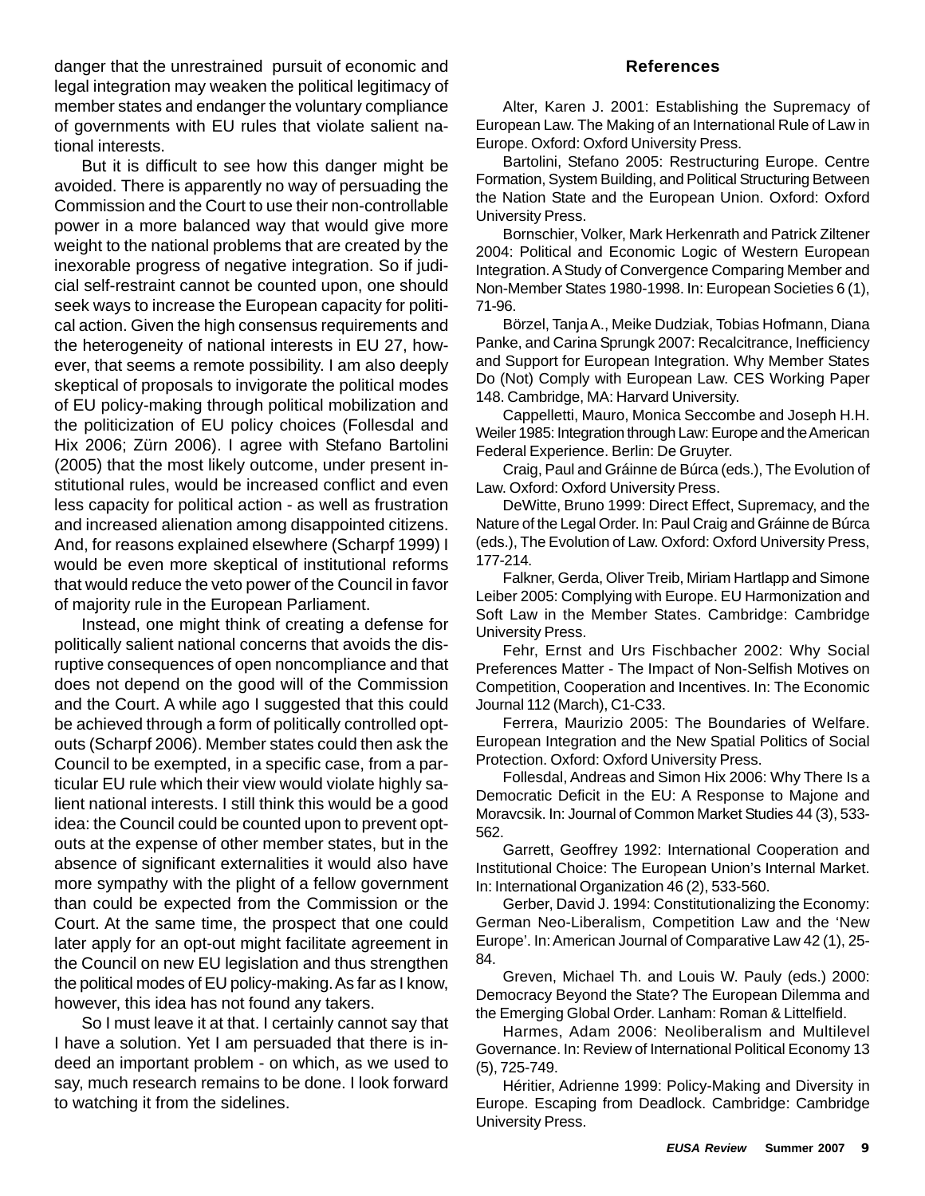danger that the unrestrained pursuit of economic and legal integration may weaken the political legitimacy of member states and endanger the voluntary compliance of governments with EU rules that violate salient national interests.

But it is difficult to see how this danger might be avoided. There is apparently no way of persuading the Commission and the Court to use their non-controllable power in a more balanced way that would give more weight to the national problems that are created by the inexorable progress of negative integration. So if judicial self-restraint cannot be counted upon, one should seek ways to increase the European capacity for political action. Given the high consensus requirements and the heterogeneity of national interests in EU 27, however, that seems a remote possibility. I am also deeply skeptical of proposals to invigorate the political modes of EU policy-making through political mobilization and the politicization of EU policy choices (Follesdal and Hix 2006; Zürn 2006). I agree with Stefano Bartolini (2005) that the most likely outcome, under present institutional rules, would be increased conflict and even less capacity for political action - as well as frustration and increased alienation among disappointed citizens. And, for reasons explained elsewhere (Scharpf 1999) I would be even more skeptical of institutional reforms that would reduce the veto power of the Council in favor of majority rule in the European Parliament.

Instead, one might think of creating a defense for politically salient national concerns that avoids the disruptive consequences of open noncompliance and that does not depend on the good will of the Commission and the Court. A while ago I suggested that this could be achieved through a form of politically controlled opt-outs (Scharpf 2006). Member states could then ask the Council to be exempted, in a specific case, from a particular EU rule which their view would violate highly salient national interests. I still think this would be a good idea: the Council could be counted upon to prevent opt-outs at the expense of other member states, but in the absence of significant externalities it would also have more sympathy with the plight of a fellow government than could be expected from the Commission or the Court. At the same time, the prospect that one could later apply for an opt-out might facilitate agreement in the Council on new EU legislation and thus strengthen the political modes of EU policy-making. As far as I know, however, this idea has not found any takers.

So I must leave it at that. I certainly cannot say that I have a solution. Yet I am persuaded that there is indeed an important problem - on which, as we used to say, much research remains to be done. I look forward to watching it from the sidelines.

## References

Alter, Karen J. 2001: Establishing the Supremacy of European Law. The Making of an International Rule of Law in Europe. Oxford: Oxford University Press.

Bartolini, Stefano 2005: Restructuring Europe. Centre Formation, System Building, and Political Structuring Between the Nation State and the European Union. Oxford: Oxford University Press.

Bornschier, Volker, Mark Herkenrath and Patrick Ziltener 2004: Political and Economic Logic of Western European Integration. A Study of Convergence Comparing Member and Non-Member States 1980-1998. In: European Societies 6 (1), 71-96.

Börzel, Tanja A., Meike Dudziak, Tobias Hofmann, Diana Panke, and Carina Sprungk 2007: Recalcitrance, Inefficiency and Support for European Integration. Why Member States Do (Not) Comply with European Law. CES Working Paper 148. Cambridge, MA: Harvard University.

Cappelletti, Mauro, Monica Seccombe and Joseph H.H. Weiler 1985: Integration through Law: Europe and the American Federal Experience. Berlin: De Gruyter.

Craig, Paul and Gráinne de Búrca (eds.), The Evolution of Law. Oxford: Oxford University Press.

DeWitte, Bruno 1999: Direct Effect, Supremacy, and the Nature of the Legal Order. In: Paul Craig and Gráinne de Búrca (eds.), The Evolution of Law. Oxford: Oxford University Press, 177-214.

Falkner, Gerda, Oliver Treib, Miriam Hartlapp and Simone Leiber 2005: Complying with Europe. EU Harmonization and Soft Law in the Member States. Cambridge: Cambridge University Press.

Fehr, Ernst and Urs Fischbacher 2002: Why Social Preferences Matter - The Impact of Non-Selfish Motives on Competition, Cooperation and Incentives. In: The Economic Journal 112 (March), C1-C33.

Ferrera, Maurizio 2005: The Boundaries of Welfare. European Integration and the New Spatial Politics of Social Protection. Oxford: Oxford University Press.

Follesdal, Andreas and Simon Hix 2006: Why There Is a Democratic Deficit in the EU: A Response to Majone and Moravcsik. In: Journal of Common Market Studies 44 (3), 533-562.

Garrett, Geoffrey 1992: International Cooperation and Institutional Choice: The European Union's Internal Market. In: International Organization 46 (2), 533-560.

Gerber, David J. 1994: Constitutionalizing the Economy: German Neo-Liberalism, Competition Law and the 'New Europe'. In: American Journal of Comparative Law 42 (1), 25-84.

Greven, Michael Th. and Louis W. Pauly (eds.) 2000: Democracy Beyond the State? The European Dilemma and the Emerging Global Order. Lanham: Roman & Littelfield.

Harmes, Adam 2006: Neoliberalism and Multilevel Governance. In: Review of International Political Economy 13 (5), 725-749.

Héritier, Adrienne 1999: Policy-Making and Diversity in Europe. Escaping from Deadlock. Cambridge: Cambridge University Press.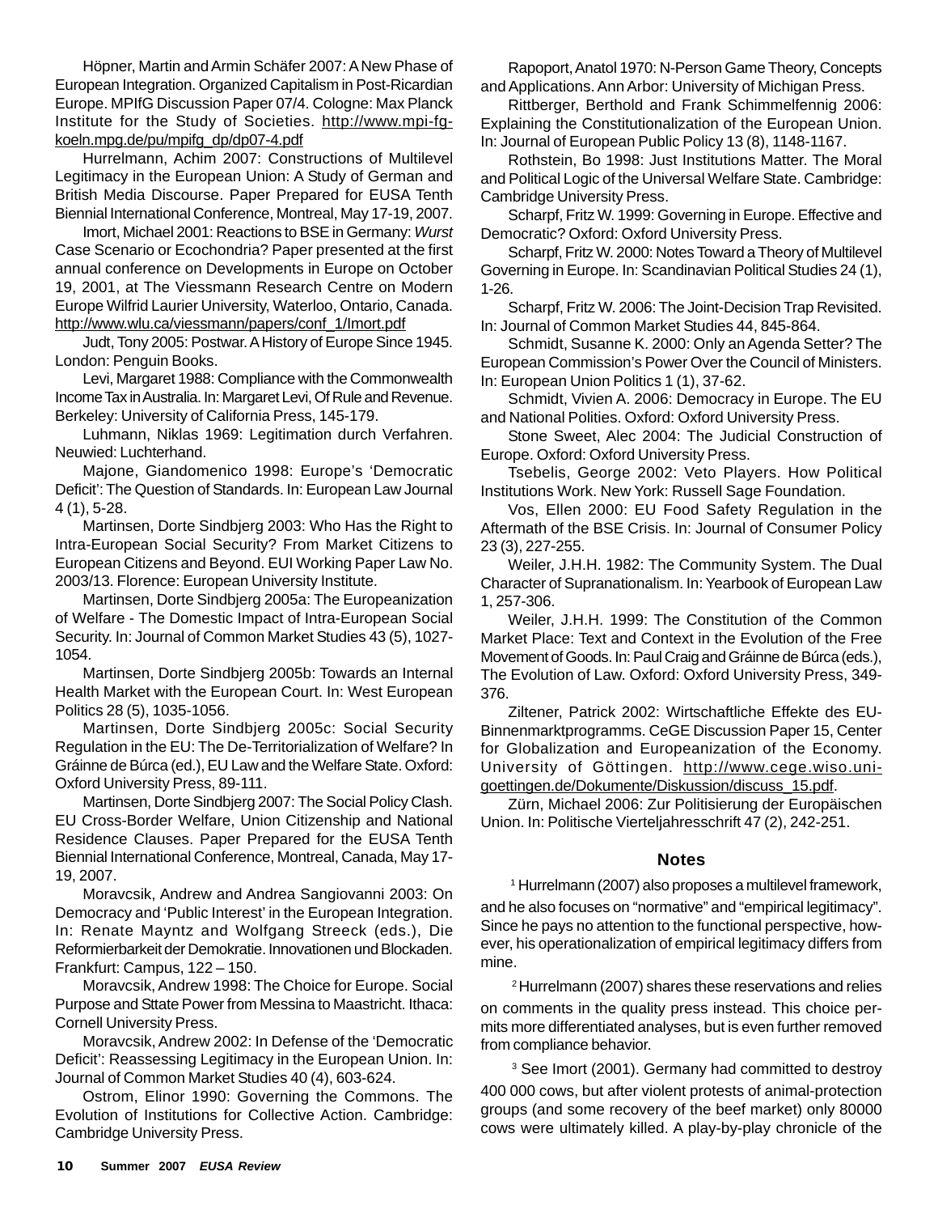Höpner, Martin and Armin Schäfer 2007: A New Phase of European Integration. Organized Capitalism in Post-Ricardian Europe. MPIfG Discussion Paper 07/4. Cologne: Max Planck Institute for the Study of Societies. http://www.mpi-fg-koeln.mpg.de/pu/mpifg_dp/dp07-4.pdf

Hurrelmann, Achim 2007: Constructions of Multilevel Legitimacy in the European Union: A Study of German and British Media Discourse. Paper Prepared for EUSA Tenth Biennial International Conference, Montreal, May 17-19, 2007.

Imort, Michael 2001: Reactions to BSE in Germany: *Wurst* Case Scenario or Ecochondria? Paper presented at the first annual conference on Developments in Europe on October 19, 2001, at The Viessmann Research Centre on Modern Europe Wilfrid Laurier University, Waterloo, Ontario, Canada. http://www.wlu.ca/viessmann/papers/conf_1/Imort.pdf

Judt, Tony 2005: Postwar. A History of Europe Since 1945. London: Penguin Books.

Levi, Margaret 1988: Compliance with the Commonwealth Income Tax in Australia. In: Margaret Levi, Of Rule and Revenue. Berkeley: University of California Press, 145-179.

Luhmann, Niklas 1969: Legitimation durch Verfahren. Neuwied: Luchterhand.

Majone, Giandomenico 1998: Europe's 'Democratic Deficit': The Question of Standards. In: European Law Journal 4 (1), 5-28.

Martinsen, Dorte Sindbjerg 2003: Who Has the Right to Intra-European Social Security? From Market Citizens to European Citizens and Beyond. EUI Working Paper Law No. 2003/13. Florence: European University Institute.

Martinsen, Dorte Sindbjerg 2005a: The Europeanization of Welfare - The Domestic Impact of Intra-European Social Security. In: Journal of Common Market Studies 43 (5), 1027-1054.

Martinsen, Dorte Sindbjerg 2005b: Towards an Internal Health Market with the European Court. In: West European Politics 28 (5), 1035-1056.

Martinsen, Dorte Sindbjerg 2005c: Social Security Regulation in the EU: The De-Territorialization of Welfare? In Gráinne de Búrca (ed.), EU Law and the Welfare State. Oxford: Oxford University Press, 89-111.

Martinsen, Dorte Sindbjerg 2007: The Social Policy Clash. EU Cross-Border Welfare, Union Citizenship and National Residence Clauses. Paper Prepared for the EUSA Tenth Biennial International Conference, Montreal, Canada, May 17-19, 2007.

Moravcsik, Andrew and Andrea Sangiovanni 2003: On Democracy and 'Public Interest' in the European Integration. In: Renate Mayntz and Wolfgang Streeck (eds.), Die Reformierbarkeit der Demokratie. Innovationen und Blockaden. Frankfurt: Campus, 122 – 150.

Moravcsik, Andrew 1998: The Choice for Europe. Social Purpose and Sttate Power from Messina to Maastricht. Ithaca: Cornell University Press.

Moravcsik, Andrew 2002: In Defense of the 'Democratic Deficit': Reassessing Legitimacy in the European Union. In: Journal of Common Market Studies 40 (4), 603-624.

Ostrom, Elinor 1990: Governing the Commons. The Evolution of Institutions for Collective Action. Cambridge: Cambridge University Press.

Rapoport, Anatol 1970: N-Person Game Theory, Concepts and Applications. Ann Arbor: University of Michigan Press.

Rittberger, Berthold and Frank Schimmelfennig 2006: Explaining the Constitutionalization of the European Union. In: Journal of European Public Policy 13 (8), 1148-1167.

Rothstein, Bo 1998: Just Institutions Matter. The Moral and Political Logic of the Universal Welfare State. Cambridge: Cambridge University Press.

Scharpf, Fritz W. 1999: Governing in Europe. Effective and Democratic? Oxford: Oxford University Press.

Scharpf, Fritz W. 2000: Notes Toward a Theory of Multilevel Governing in Europe. In: Scandinavian Political Studies 24 (1), 1-26.

Scharpf, Fritz W. 2006: The Joint-Decision Trap Revisited. In: Journal of Common Market Studies 44, 845-864.

Schmidt, Susanne K. 2000: Only an Agenda Setter? The European Commission's Power Over the Council of Ministers. In: European Union Politics 1 (1), 37-62.

Schmidt, Vivien A. 2006: Democracy in Europe. The EU and National Polities. Oxford: Oxford University Press.

Stone Sweet, Alec 2004: The Judicial Construction of Europe. Oxford: Oxford University Press.

Tsebelis, George 2002: Veto Players. How Political Institutions Work. New York: Russell Sage Foundation.

Vos, Ellen 2000: EU Food Safety Regulation in the Aftermath of the BSE Crisis. In: Journal of Consumer Policy 23 (3), 227-255.

Weiler, J.H.H. 1982: The Community System. The Dual Character of Supranationalism. In: Yearbook of European Law 1, 257-306.

Weiler, J.H.H. 1999: The Constitution of the Common Market Place: Text and Context in the Evolution of the Free Movement of Goods. In: Paul Craig and Gráinne de Búrca (eds.), The Evolution of Law. Oxford: Oxford University Press, 349-376.

Ziltener, Patrick 2002: Wirtschaftliche Effekte des EU-Binnenmarktprogramms. CeGE Discussion Paper 15, Center for Globalization and Europeanization of the Economy. University of Göttingen. http://www.cege.wiso.uni-goettingen.de/Dokumente/Diskussion/discuss_15.pdf.

Zürn, Michael 2006: Zur Politisierung der Europäischen Union. In: Politische Vierteljahresschrift 47 (2), 242-251.

## Notes

[1] Hurrelmann (2007) also proposes a multilevel framework, and he also focuses on "normative" and "empirical legitimacy". Since he pays no attention to the functional perspective, however, his operationalization of empirical legitimacy differs from mine.

[2] Hurrelmann (2007) shares these reservations and relies on comments in the quality press instead. This choice permits more differentiated analyses, but is even further removed from compliance behavior.

[3] See Imort (2001). Germany had committed to destroy 400 000 cows, but after violent protests of animal-protection groups (and some recovery of the beef market) only 80000 cows were ultimately killed. A play-by-play chronicle of the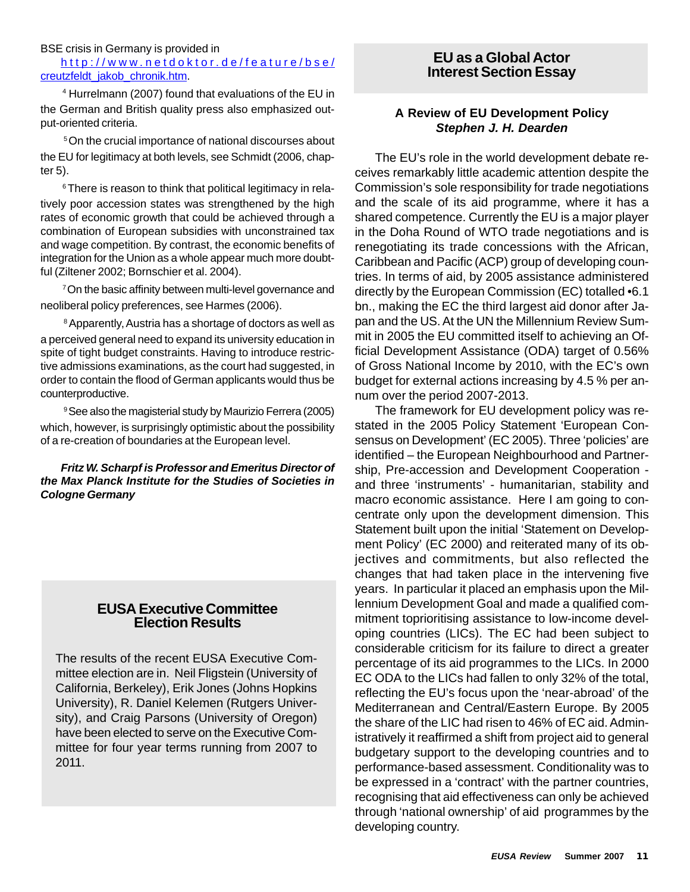BSE crisis in Germany is provided in http://www.netdoktor.de/feature/bse/creutzfeldt_jakob_chronik.htm.

[4] Hurrelmann (2007) found that evaluations of the EU in the German and British quality press also emphasized output-oriented criteria.

[5] On the crucial importance of national discourses about the EU for legitimacy at both levels, see Schmidt (2006, chapter 5).

[6] There is reason to think that political legitimacy in relatively poor accession states was strengthened by the high rates of economic growth that could be achieved through a combination of European subsidies with unconstrained tax and wage competition. By contrast, the economic benefits of integration for the Union as a whole appear much more doubtful (Ziltener 2002; Bornschier et al. 2004).

[7] On the basic affinity between multi-level governance and neoliberal policy preferences, see Harmes (2006).

[8] Apparently, Austria has a shortage of doctors as well as a perceived general need to expand its university education in spite of tight budget constraints. Having to introduce restrictive admissions examinations, as the court had suggested, in order to contain the flood of German applicants would thus be counterproductive.

[9] See also the magisterial study by Maurizio Ferrera (2005) which, however, is surprisingly optimistic about the possibility of a re-creation of boundaries at the European level.

***Fritz W. Scharpf is Professor and Emeritus Director of the Max Planck Institute for the Studies of Societies in Cologne Germany***

## EUSA Executive Committee Election Results

The results of the recent EUSA Executive Committee election are in. Neil Fligstein (University of California, Berkeley), Erik Jones (Johns Hopkins University), R. Daniel Kelemen (Rutgers University), and Craig Parsons (University of Oregon) have been elected to serve on the Executive Committee for four year terms running from 2007 to 2011.

## EU as a Global Actor Interest Section Essay

### A Review of EU Development Policy

***Stephen J. H. Dearden***

The EU's role in the world development debate receives remarkably little academic attention despite the Commission's sole responsibility for trade negotiations and the scale of its aid programme, where it has a shared competence. Currently the EU is a major player in the Doha Round of WTO trade negotiations and is renegotiating its trade concessions with the African, Caribbean and Pacific (ACP) group of developing countries. In terms of aid, by 2005 assistance administered directly by the European Commission (EC) totalled •6.1 bn., making the EC the third largest aid donor after Japan and the US. At the UN the Millennium Review Summit in 2005 the EU committed itself to achieving an Official Development Assistance (ODA) target of 0.56% of Gross National Income by 2010, with the EC's own budget for external actions increasing by 4.5 % per annum over the period 2007-2013.

The framework for EU development policy was restated in the 2005 Policy Statement 'European Consensus on Development' (EC 2005). Three 'policies' are identified – the European Neighbourhood and Partnership, Pre-accession and Development Cooperation - and three 'instruments' - humanitarian, stability and macro economic assistance. Here I am going to concentrate only upon the development dimension. This Statement built upon the initial 'Statement on Development Policy' (EC 2000) and reiterated many of its objectives and commitments, but also reflected the changes that had taken place in the intervening five years. In particular it placed an emphasis upon the Millennium Development Goal and made a qualified commitment toprioritising assistance to low-income developing countries (LICs). The EC had been subject to considerable criticism for its failure to direct a greater percentage of its aid programmes to the LICs. In 2000 EC ODA to the LICs had fallen to only 32% of the total, reflecting the EU's focus upon the 'near-abroad' of the Mediterranean and Central/Eastern Europe. By 2005 the share of the LIC had risen to 46% of EC aid. Administratively it reaffirmed a shift from project aid to general budgetary support to the developing countries and to performance-based assessment. Conditionality was to be expressed in a 'contract' with the partner countries, recognising that aid effectiveness can only be achieved through 'national ownership' of aid programmes by the developing country.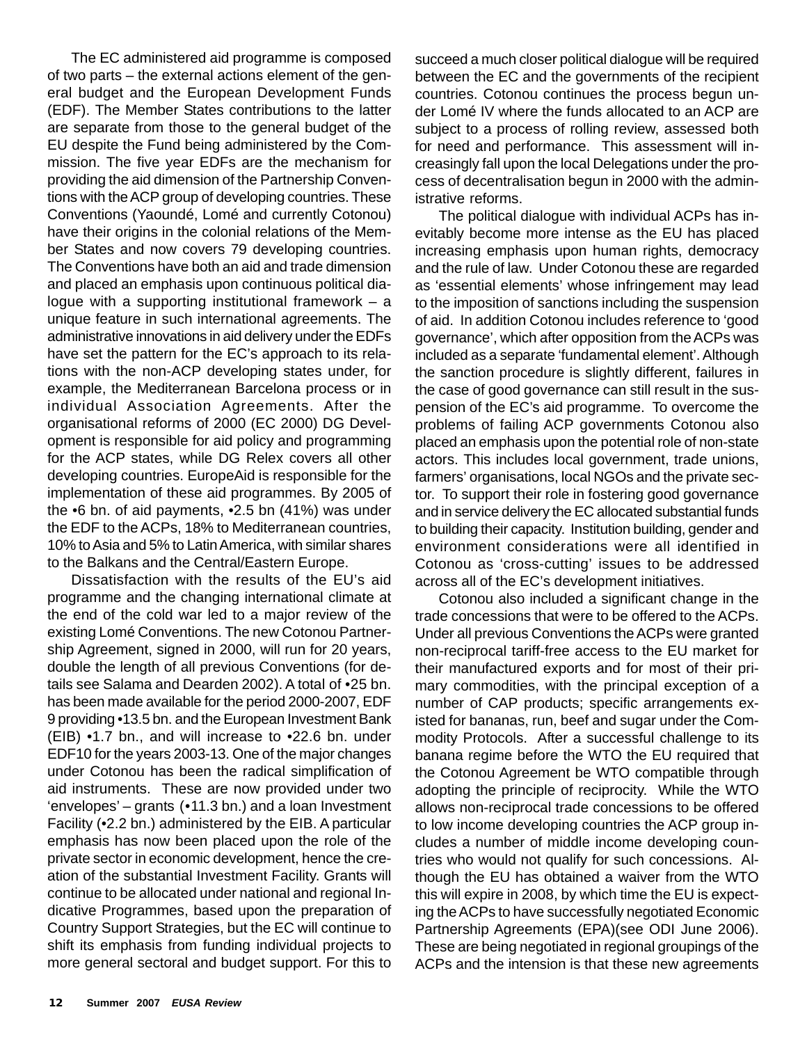The EC administered aid programme is composed of two parts – the external actions element of the general budget and the European Development Funds (EDF). The Member States contributions to the latter are separate from those to the general budget of the EU despite the Fund being administered by the Commission. The five year EDFs are the mechanism for providing the aid dimension of the Partnership Conventions with the ACP group of developing countries. These Conventions (Yaoundé, Lomé and currently Cotonou) have their origins in the colonial relations of the Member States and now covers 79 developing countries. The Conventions have both an aid and trade dimension and placed an emphasis upon continuous political dialogue with a supporting institutional framework – a unique feature in such international agreements. The administrative innovations in aid delivery under the EDFs have set the pattern for the EC's approach to its relations with the non-ACP developing states under, for example, the Mediterranean Barcelona process or in individual Association Agreements. After the organisational reforms of 2000 (EC 2000) DG Development is responsible for aid policy and programming for the ACP states, while DG Relex covers all other developing countries. EuropeAid is responsible for the implementation of these aid programmes. By 2005 of the •6 bn. of aid payments, •2.5 bn (41%) was under the EDF to the ACPs, 18% to Mediterranean countries, 10% to Asia and 5% to Latin America, with similar shares to the Balkans and the Central/Eastern Europe.

Dissatisfaction with the results of the EU's aid programme and the changing international climate at the end of the cold war led to a major review of the existing Lomé Conventions. The new Cotonou Partnership Agreement, signed in 2000, will run for 20 years, double the length of all previous Conventions (for details see Salama and Dearden 2002). A total of •25 bn. has been made available for the period 2000-2007, EDF 9 providing •13.5 bn. and the European Investment Bank (EIB) •1.7 bn., and will increase to •22.6 bn. under EDF10 for the years 2003-13. One of the major changes under Cotonou has been the radical simplification of aid instruments. These are now provided under two 'envelopes' – grants (•11.3 bn.) and a loan Investment Facility (•2.2 bn.) administered by the EIB. A particular emphasis has now been placed upon the role of the private sector in economic development, hence the creation of the substantial Investment Facility. Grants will continue to be allocated under national and regional Indicative Programmes, based upon the preparation of Country Support Strategies, but the EC will continue to shift its emphasis from funding individual projects to more general sectoral and budget support. For this to succeed a much closer political dialogue will be required between the EC and the governments of the recipient countries. Cotonou continues the process begun under Lomé IV where the funds allocated to an ACP are subject to a process of rolling review, assessed both for need and performance. This assessment will increasingly fall upon the local Delegations under the process of decentralisation begun in 2000 with the administrative reforms.

The political dialogue with individual ACPs has inevitably become more intense as the EU has placed increasing emphasis upon human rights, democracy and the rule of law. Under Cotonou these are regarded as 'essential elements' whose infringement may lead to the imposition of sanctions including the suspension of aid. In addition Cotonou includes reference to 'good governance', which after opposition from the ACPs was included as a separate 'fundamental element'. Although the sanction procedure is slightly different, failures in the case of good governance can still result in the suspension of the EC's aid programme. To overcome the problems of failing ACP governments Cotonou also placed an emphasis upon the potential role of non-state actors. This includes local government, trade unions, farmers' organisations, local NGOs and the private sector. To support their role in fostering good governance and in service delivery the EC allocated substantial funds to building their capacity. Institution building, gender and environment considerations were all identified in Cotonou as 'cross-cutting' issues to be addressed across all of the EC's development initiatives.

Cotonou also included a significant change in the trade concessions that were to be offered to the ACPs. Under all previous Conventions the ACPs were granted non-reciprocal tariff-free access to the EU market for their manufactured exports and for most of their primary commodities, with the principal exception of a number of CAP products; specific arrangements existed for bananas, run, beef and sugar under the Commodity Protocols. After a successful challenge to its banana regime before the WTO the EU required that the Cotonou Agreement be WTO compatible through adopting the principle of reciprocity. While the WTO allows non-reciprocal trade concessions to be offered to low income developing countries the ACP group includes a number of middle income developing countries who would not qualify for such concessions. Although the EU has obtained a waiver from the WTO this will expire in 2008, by which time the EU is expecting the ACPs to have successfully negotiated Economic Partnership Agreements (EPA)(see ODI June 2006). These are being negotiated in regional groupings of the ACPs and the intension is that these new agreements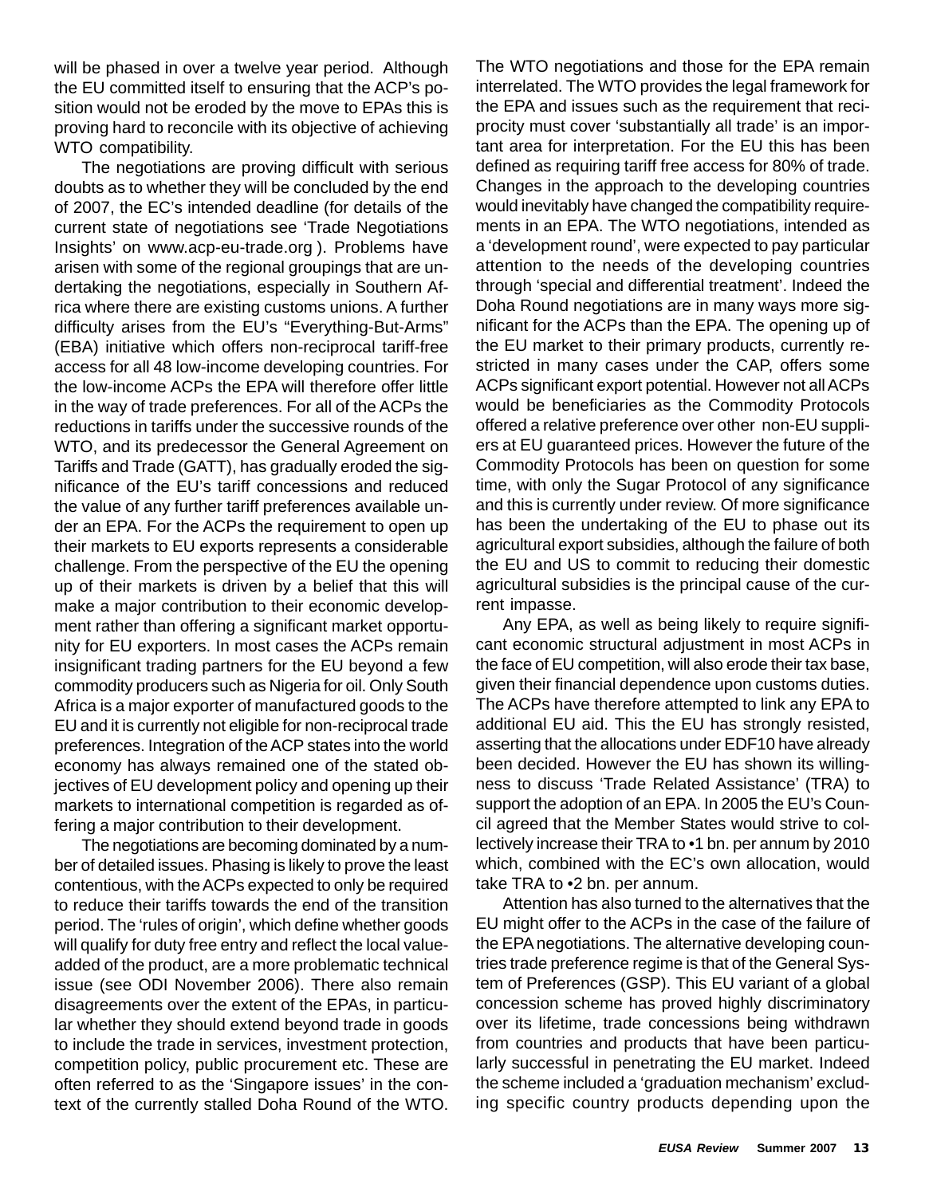will be phased in over a twelve year period. Although the EU committed itself to ensuring that the ACP's position would not be eroded by the move to EPAs this is proving hard to reconcile with its objective of achieving WTO compatibility.

The negotiations are proving difficult with serious doubts as to whether they will be concluded by the end of 2007, the EC's intended deadline (for details of the current state of negotiations see 'Trade Negotiations Insights' on www.acp-eu-trade.org ). Problems have arisen with some of the regional groupings that are undertaking the negotiations, especially in Southern Africa where there are existing customs unions. A further difficulty arises from the EU's "Everything-But-Arms" (EBA) initiative which offers non-reciprocal tariff-free access for all 48 low-income developing countries. For the low-income ACPs the EPA will therefore offer little in the way of trade preferences. For all of the ACPs the reductions in tariffs under the successive rounds of the WTO, and its predecessor the General Agreement on Tariffs and Trade (GATT), has gradually eroded the significance of the EU's tariff concessions and reduced the value of any further tariff preferences available under an EPA. For the ACPs the requirement to open up their markets to EU exports represents a considerable challenge. From the perspective of the EU the opening up of their markets is driven by a belief that this will make a major contribution to their economic development rather than offering a significant market opportunity for EU exporters. In most cases the ACPs remain insignificant trading partners for the EU beyond a few commodity producers such as Nigeria for oil. Only South Africa is a major exporter of manufactured goods to the EU and it is currently not eligible for non-reciprocal trade preferences. Integration of the ACP states into the world economy has always remained one of the stated objectives of EU development policy and opening up their markets to international competition is regarded as offering a major contribution to their development.

The negotiations are becoming dominated by a number of detailed issues. Phasing is likely to prove the least contentious, with the ACPs expected to only be required to reduce their tariffs towards the end of the transition period. The 'rules of origin', which define whether goods will qualify for duty free entry and reflect the local value-added of the product, are a more problematic technical issue (see ODI November 2006). There also remain disagreements over the extent of the EPAs, in particular whether they should extend beyond trade in goods to include the trade in services, investment protection, competition policy, public procurement etc. These are often referred to as the 'Singapore issues' in the context of the currently stalled Doha Round of the WTO. The WTO negotiations and those for the EPA remain interrelated. The WTO provides the legal framework for the EPA and issues such as the requirement that reciprocity must cover 'substantially all trade' is an important area for interpretation. For the EU this has been defined as requiring tariff free access for 80% of trade. Changes in the approach to the developing countries would inevitably have changed the compatibility requirements in an EPA. The WTO negotiations, intended as a 'development round', were expected to pay particular attention to the needs of the developing countries through 'special and differential treatment'. Indeed the Doha Round negotiations are in many ways more significant for the ACPs than the EPA. The opening up of the EU market to their primary products, currently restricted in many cases under the CAP, offers some ACPs significant export potential. However not all ACPs would be beneficiaries as the Commodity Protocols offered a relative preference over other non-EU suppliers at EU guaranteed prices. However the future of the Commodity Protocols has been on question for some time, with only the Sugar Protocol of any significance and this is currently under review. Of more significance has been the undertaking of the EU to phase out its agricultural export subsidies, although the failure of both the EU and US to commit to reducing their domestic agricultural subsidies is the principal cause of the current impasse.

Any EPA, as well as being likely to require significant economic structural adjustment in most ACPs in the face of EU competition, will also erode their tax base, given their financial dependence upon customs duties. The ACPs have therefore attempted to link any EPA to additional EU aid. This the EU has strongly resisted, asserting that the allocations under EDF10 have already been decided. However the EU has shown its willingness to discuss 'Trade Related Assistance' (TRA) to support the adoption of an EPA. In 2005 the EU's Council agreed that the Member States would strive to collectively increase their TRA to •1 bn. per annum by 2010 which, combined with the EC's own allocation, would take TRA to •2 bn. per annum.

Attention has also turned to the alternatives that the EU might offer to the ACPs in the case of the failure of the EPA negotiations. The alternative developing countries trade preference regime is that of the General System of Preferences (GSP). This EU variant of a global concession scheme has proved highly discriminatory over its lifetime, trade concessions being withdrawn from countries and products that have been particularly successful in penetrating the EU market. Indeed the scheme included a 'graduation mechanism' excluding specific country products depending upon the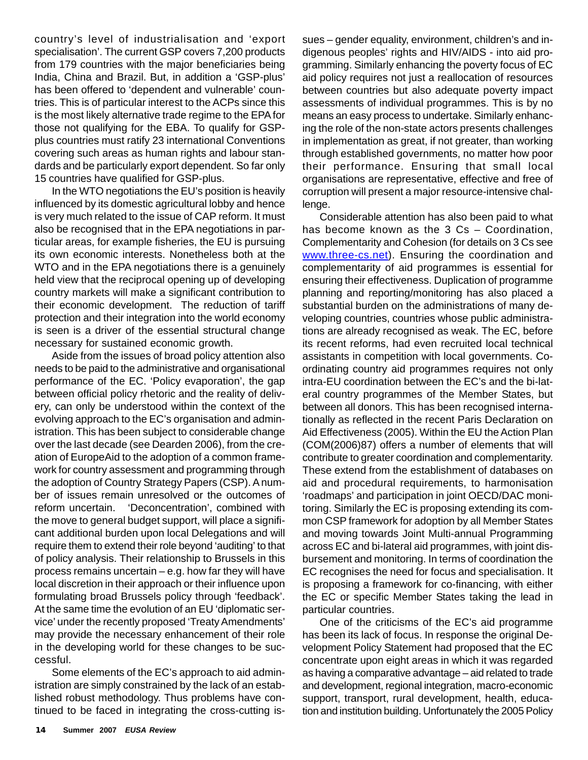country's level of industrialisation and 'export specialisation'. The current GSP covers 7,200 products from 179 countries with the major beneficiaries being India, China and Brazil. But, in addition a 'GSP-plus' has been offered to 'dependent and vulnerable' countries. This is of particular interest to the ACPs since this is the most likely alternative trade regime to the EPA for those not qualifying for the EBA. To qualify for GSP-plus countries must ratify 23 international Conventions covering such areas as human rights and labour standards and be particularly export dependent. So far only 15 countries have qualified for GSP-plus.

In the WTO negotiations the EU's position is heavily influenced by its domestic agricultural lobby and hence is very much related to the issue of CAP reform. It must also be recognised that in the EPA negotiations in particular areas, for example fisheries, the EU is pursuing its own economic interests. Nonetheless both at the WTO and in the EPA negotiations there is a genuinely held view that the reciprocal opening up of developing country markets will make a significant contribution to their economic development. The reduction of tariff protection and their integration into the world economy is seen is a driver of the essential structural change necessary for sustained economic growth.

Aside from the issues of broad policy attention also needs to be paid to the administrative and organisational performance of the EC. 'Policy evaporation', the gap between official policy rhetoric and the reality of delivery, can only be understood within the context of the evolving approach to the EC's organisation and administration. This has been subject to considerable change over the last decade (see Dearden 2006), from the creation of EuropeAid to the adoption of a common framework for country assessment and programming through the adoption of Country Strategy Papers (CSP). A number of issues remain unresolved or the outcomes of reform uncertain. 'Deconcentration', combined with the move to general budget support, will place a significant additional burden upon local Delegations and will require them to extend their role beyond 'auditing' to that of policy analysis. Their relationship to Brussels in this process remains uncertain – e.g. how far they will have local discretion in their approach or their influence upon formulating broad Brussels policy through 'feedback'. At the same time the evolution of an EU 'diplomatic service' under the recently proposed 'Treaty Amendments' may provide the necessary enhancement of their role in the developing world for these changes to be successful.

Some elements of the EC's approach to aid administration are simply constrained by the lack of an established robust methodology. Thus problems have continued to be faced in integrating the cross-cutting issues – gender equality, environment, children's and indigenous peoples' rights and HIV/AIDS - into aid programming. Similarly enhancing the poverty focus of EC aid policy requires not just a reallocation of resources between countries but also adequate poverty impact assessments of individual programmes. This is by no means an easy process to undertake. Similarly enhancing the role of the non-state actors presents challenges in implementation as great, if not greater, than working through established governments, no matter how poor their performance. Ensuring that small local organisations are representative, effective and free of corruption will present a major resource-intensive challenge.

Considerable attention has also been paid to what has become known as the 3 Cs – Coordination, Complementarity and Cohesion (for details on 3 Cs see www.three-cs.net). Ensuring the coordination and complementarity of aid programmes is essential for ensuring their effectiveness. Duplication of programme planning and reporting/monitoring has also placed a substantial burden on the administrations of many developing countries, countries whose public administrations are already recognised as weak. The EC, before its recent reforms, had even recruited local technical assistants in competition with local governments. Coordinating country aid programmes requires not only intra-EU coordination between the EC's and the bi-lateral country programmes of the Member States, but between all donors. This has been recognised internationally as reflected in the recent Paris Declaration on Aid Effectiveness (2005). Within the EU the Action Plan (COM(2006)87) offers a number of elements that will contribute to greater coordination and complementarity. These extend from the establishment of databases on aid and procedural requirements, to harmonisation 'roadmaps' and participation in joint OECD/DAC monitoring. Similarly the EC is proposing extending its common CSP framework for adoption by all Member States and moving towards Joint Multi-annual Programming across EC and bi-lateral aid programmes, with joint disbursement and monitoring. In terms of coordination the EC recognises the need for focus and specialisation. It is proposing a framework for co-financing, with either the EC or specific Member States taking the lead in particular countries.

One of the criticisms of the EC's aid programme has been its lack of focus. In response the original Development Policy Statement had proposed that the EC concentrate upon eight areas in which it was regarded as having a comparative advantage – aid related to trade and development, regional integration, macro-economic support, transport, rural development, health, education and institution building. Unfortunately the 2005 Policy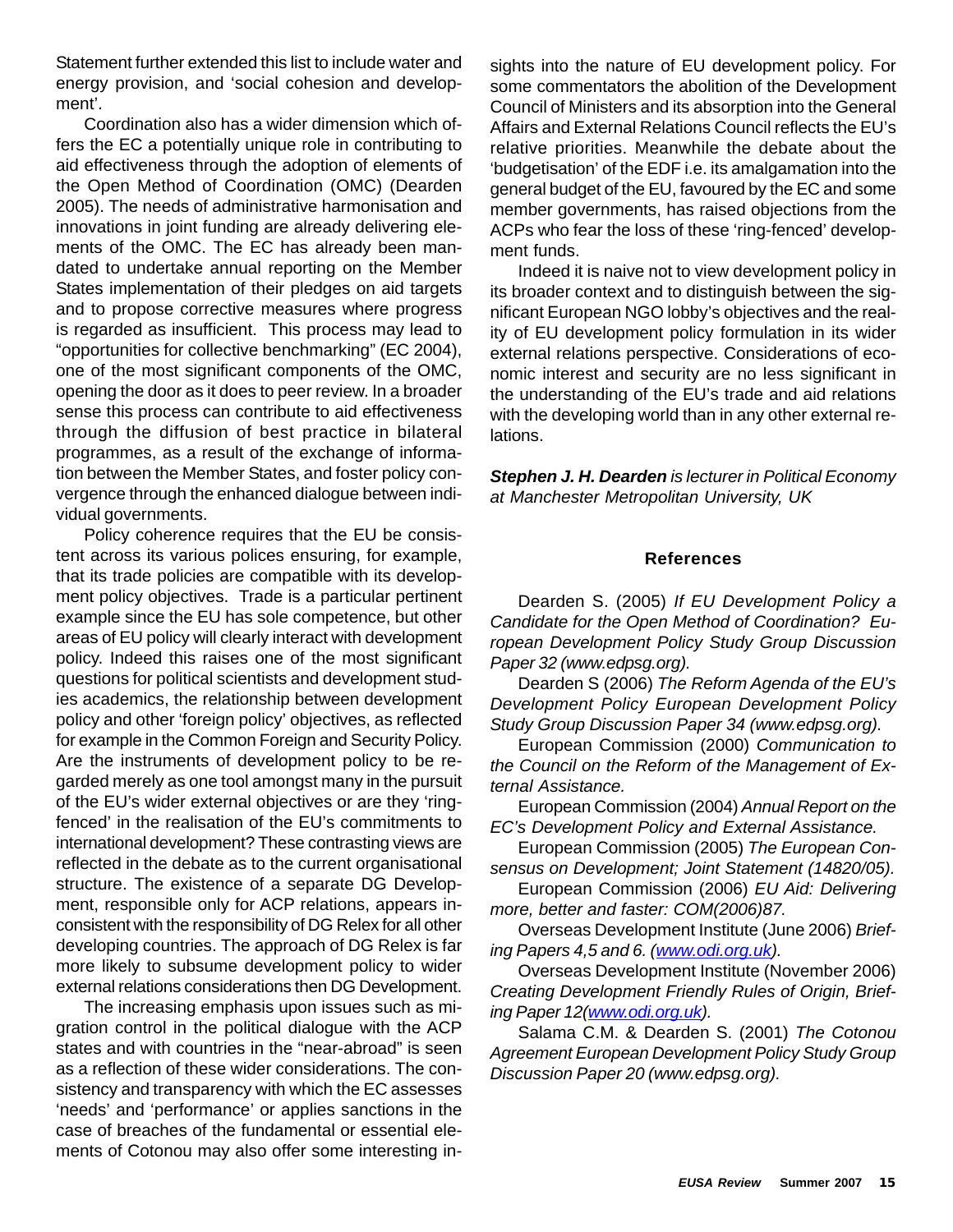Statement further extended this list to include water and energy provision, and 'social cohesion and development'.

Coordination also has a wider dimension which offers the EC a potentially unique role in contributing to aid effectiveness through the adoption of elements of the Open Method of Coordination (OMC) (Dearden 2005). The needs of administrative harmonisation and innovations in joint funding are already delivering elements of the OMC. The EC has already been mandated to undertake annual reporting on the Member States implementation of their pledges on aid targets and to propose corrective measures where progress is regarded as insufficient. This process may lead to "opportunities for collective benchmarking" (EC 2004), one of the most significant components of the OMC, opening the door as it does to peer review. In a broader sense this process can contribute to aid effectiveness through the diffusion of best practice in bilateral programmes, as a result of the exchange of information between the Member States, and foster policy convergence through the enhanced dialogue between individual governments.

Policy coherence requires that the EU be consistent across its various polices ensuring, for example, that its trade policies are compatible with its development policy objectives. Trade is a particular pertinent example since the EU has sole competence, but other areas of EU policy will clearly interact with development policy. Indeed this raises one of the most significant questions for political scientists and development studies academics, the relationship between development policy and other 'foreign policy' objectives, as reflected for example in the Common Foreign and Security Policy. Are the instruments of development policy to be regarded merely as one tool amongst many in the pursuit of the EU's wider external objectives or are they 'ring-fenced' in the realisation of the EU's commitments to international development? These contrasting views are reflected in the debate as to the current organisational structure. The existence of a separate DG Development, responsible only for ACP relations, appears inconsistent with the responsibility of DG Relex for all other developing countries. The approach of DG Relex is far more likely to subsume development policy to wider external relations considerations then DG Development.

The increasing emphasis upon issues such as migration control in the political dialogue with the ACP states and with countries in the "near-abroad" is seen as a reflection of these wider considerations. The consistency and transparency with which the EC assesses 'needs' and 'performance' or applies sanctions in the case of breaches of the fundamental or essential elements of Cotonou may also offer some interesting insights into the nature of EU development policy. For some commentators the abolition of the Development Council of Ministers and its absorption into the General Affairs and External Relations Council reflects the EU's relative priorities. Meanwhile the debate about the 'budgetisation' of the EDF i.e. its amalgamation into the general budget of the EU, favoured by the EC and some member governments, has raised objections from the ACPs who fear the loss of these 'ring-fenced' development funds.

Indeed it is naive not to view development policy in its broader context and to distinguish between the significant European NGO lobby's objectives and the reality of EU development policy formulation in its wider external relations perspective. Considerations of economic interest and security are no less significant in the understanding of the EU's trade and aid relations with the developing world than in any other external relations.

***Stephen J. H. Dearden*** *is lecturer in Political Economy at Manchester Metropolitan University, UK*

## References

Dearden S. (2005) *If EU Development Policy a Candidate for the Open Method of Coordination? European Development Policy Study Group Discussion Paper 32 (www.edpsg.org).*

Dearden S (2006) *The Reform Agenda of the EU's Development Policy European Development Policy Study Group Discussion Paper 34 (www.edpsg.org).*

European Commission (2000) *Communication to the Council on the Reform of the Management of External Assistance.*

European Commission (2004) *Annual Report on the EC's Development Policy and External Assistance.*

European Commission (2005) *The European Consensus on Development; Joint Statement (14820/05).*

European Commission (2006) *EU Aid: Delivering more, better and faster: COM(2006)87.*

Overseas Development Institute (June 2006) *Briefing Papers 4,5 and 6. (www.odi.org.uk).*

Overseas Development Institute (November 2006) *Creating Development Friendly Rules of Origin, Briefing Paper 12(www.odi.org.uk).*

Salama C.M. & Dearden S. (2001) *The Cotonou Agreement European Development Policy Study Group Discussion Paper 20 (www.edpsg.org).*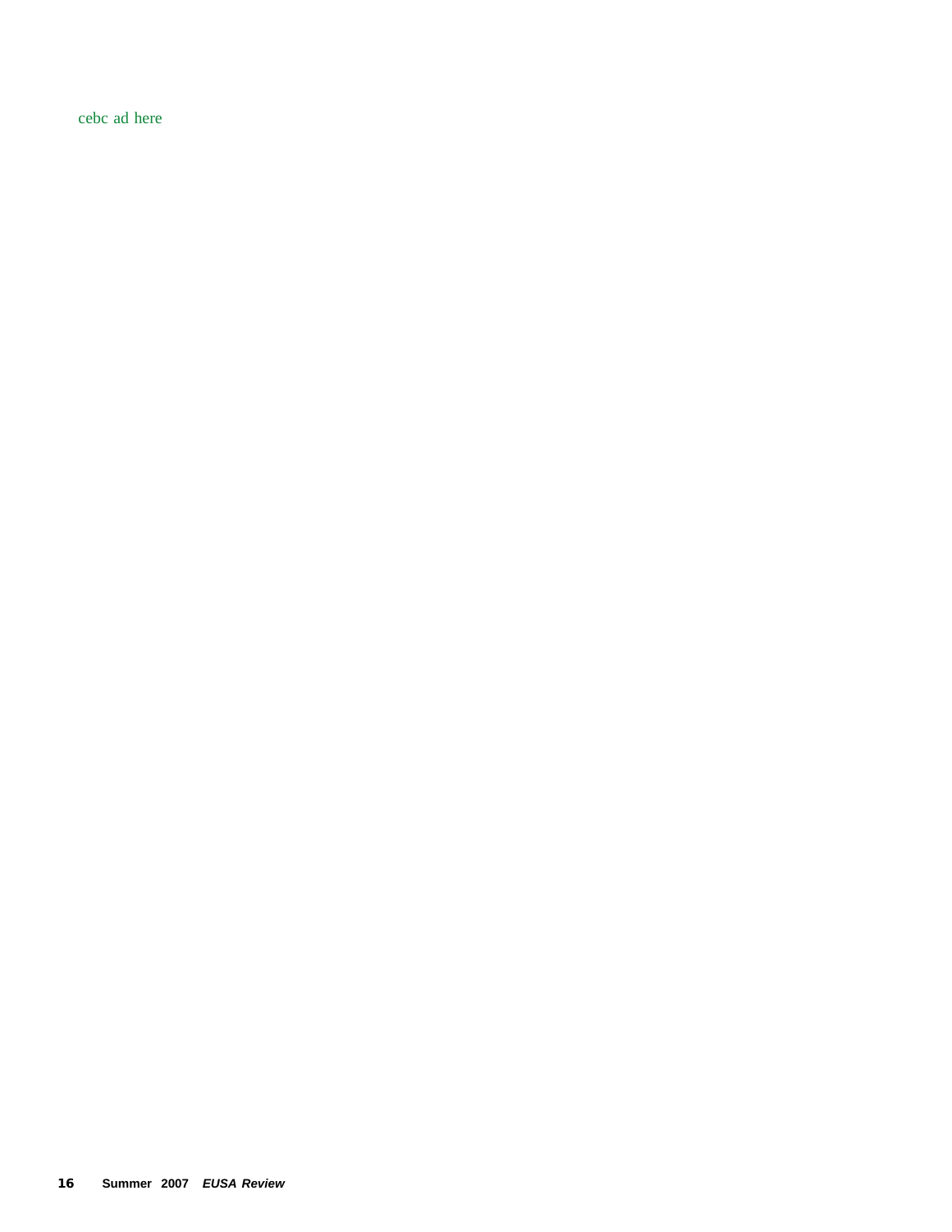cebc ad here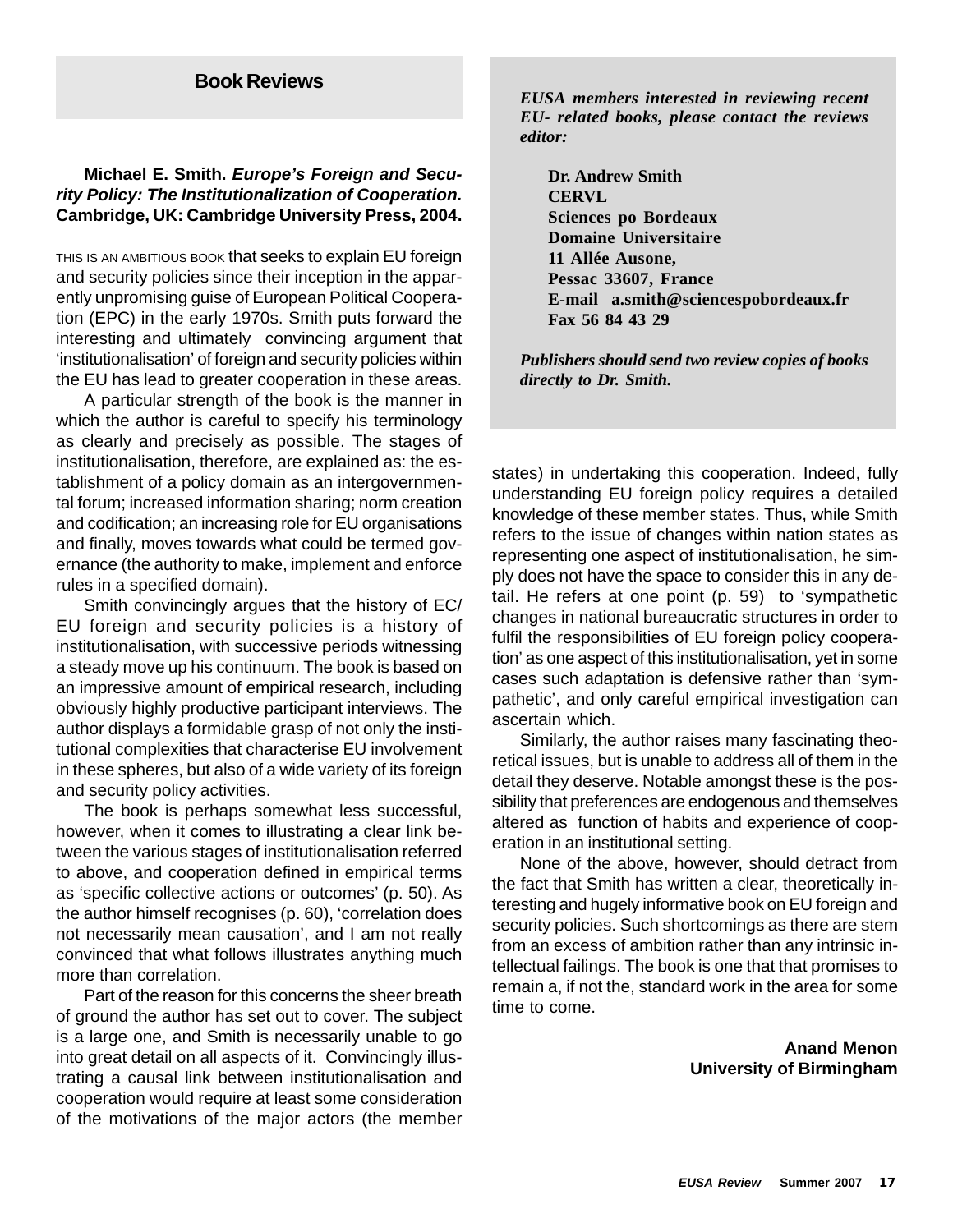## Book Reviews

*EUSA members interested in reviewing recent EU- related books, please contact the reviews editor:*

**Dr. Andrew Smith**
**CERVL**
**Sciences po Bordeaux**
**Domaine Universitaire**
**11 Allée Ausone,**
**Pessac 33607, France**
**E-mail a.smith@sciencespobordeaux.fr**
**Fax 56 84 43 29**

*Publishers should send two review copies of books directly to Dr. Smith.*

**Michael E. Smith. *Europe's Foreign and Security Policy: The Institutionalization of Cooperation.* Cambridge, UK: Cambridge University Press, 2004.**

THIS IS AN AMBITIOUS BOOK that seeks to explain EU foreign and security policies since their inception in the apparently unpromising guise of European Political Cooperation (EPC) in the early 1970s. Smith puts forward the interesting and ultimately convincing argument that 'institutionalisation' of foreign and security policies within the EU has lead to greater cooperation in these areas.

A particular strength of the book is the manner in which the author is careful to specify his terminology as clearly and precisely as possible. The stages of institutionalisation, therefore, are explained as: the establishment of a policy domain as an intergovernmental forum; increased information sharing; norm creation and codification; an increasing role for EU organisations and finally, moves towards what could be termed governance (the authority to make, implement and enforce rules in a specified domain).

Smith convincingly argues that the history of EC/EU foreign and security policies is a history of institutionalisation, with successive periods witnessing a steady move up his continuum. The book is based on an impressive amount of empirical research, including obviously highly productive participant interviews. The author displays a formidable grasp of not only the institutional complexities that characterise EU involvement in these spheres, but also of a wide variety of its foreign and security policy activities.

The book is perhaps somewhat less successful, however, when it comes to illustrating a clear link between the various stages of institutionalisation referred to above, and cooperation defined in empirical terms as 'specific collective actions or outcomes' (p. 50). As the author himself recognises (p. 60), 'correlation does not necessarily mean causation', and I am not really convinced that what follows illustrates anything much more than correlation.

Part of the reason for this concerns the sheer breath of ground the author has set out to cover. The subject is a large one, and Smith is necessarily unable to go into great detail on all aspects of it. Convincingly illustrating a causal link between institutionalisation and cooperation would require at least some consideration of the motivations of the major actors (the member states) in undertaking this cooperation. Indeed, fully understanding EU foreign policy requires a detailed knowledge of these member states. Thus, while Smith refers to the issue of changes within nation states as representing one aspect of institutionalisation, he simply does not have the space to consider this in any detail. He refers at one point (p. 59) to 'sympathetic changes in national bureaucratic structures in order to fulfil the responsibilities of EU foreign policy cooperation' as one aspect of this institutionalisation, yet in some cases such adaptation is defensive rather than 'sympathetic', and only careful empirical investigation can ascertain which.

Similarly, the author raises many fascinating theoretical issues, but is unable to address all of them in the detail they deserve. Notable amongst these is the possibility that preferences are endogenous and themselves altered as function of habits and experience of cooperation in an institutional setting.

None of the above, however, should detract from the fact that Smith has written a clear, theoretically interesting and hugely informative book on EU foreign and security policies. Such shortcomings as there are stem from an excess of ambition rather than any intrinsic intellectual failings. The book is one that that promises to remain a, if not the, standard work in the area for some time to come.

**Anand Menon**
**University of Birmingham**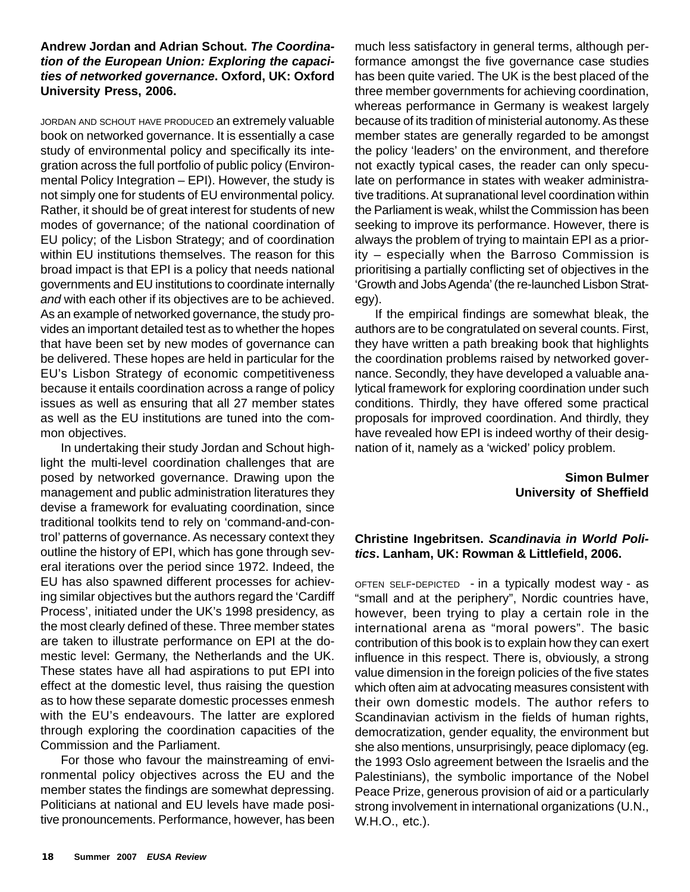**Andrew Jordan and Adrian Schout.** ***The Coordination of the European Union: Exploring the capacities of networked governance*****. Oxford, UK: Oxford University Press, 2006.**

JORDAN AND SCHOUT HAVE PRODUCED an extremely valuable book on networked governance. It is essentially a case study of environmental policy and specifically its integration across the full portfolio of public policy (Environmental Policy Integration – EPI). However, the study is not simply one for students of EU environmental policy. Rather, it should be of great interest for students of new modes of governance; of the national coordination of EU policy; of the Lisbon Strategy; and of coordination within EU institutions themselves. The reason for this broad impact is that EPI is a policy that needs national governments and EU institutions to coordinate internally *and* with each other if its objectives are to be achieved. As an example of networked governance, the study provides an important detailed test as to whether the hopes that have been set by new modes of governance can be delivered. These hopes are held in particular for the EU's Lisbon Strategy of economic competitiveness because it entails coordination across a range of policy issues as well as ensuring that all 27 member states as well as the EU institutions are tuned into the common objectives.

In undertaking their study Jordan and Schout highlight the multi-level coordination challenges that are posed by networked governance. Drawing upon the management and public administration literatures they devise a framework for evaluating coordination, since traditional toolkits tend to rely on 'command-and-control' patterns of governance. As necessary context they outline the history of EPI, which has gone through several iterations over the period since 1972. Indeed, the EU has also spawned different processes for achieving similar objectives but the authors regard the 'Cardiff Process', initiated under the UK's 1998 presidency, as the most clearly defined of these. Three member states are taken to illustrate performance on EPI at the domestic level: Germany, the Netherlands and the UK. These states have all had aspirations to put EPI into effect at the domestic level, thus raising the question as to how these separate domestic processes enmesh with the EU's endeavours. The latter are explored through exploring the coordination capacities of the Commission and the Parliament.

For those who favour the mainstreaming of environmental policy objectives across the EU and the member states the findings are somewhat depressing. Politicians at national and EU levels have made positive pronouncements. Performance, however, has been much less satisfactory in general terms, although performance amongst the five governance case studies has been quite varied. The UK is the best placed of the three member governments for achieving coordination, whereas performance in Germany is weakest largely because of its tradition of ministerial autonomy. As these member states are generally regarded to be amongst the policy 'leaders' on the environment, and therefore not exactly typical cases, the reader can only speculate on performance in states with weaker administrative traditions. At supranational level coordination within the Parliament is weak, whilst the Commission has been seeking to improve its performance. However, there is always the problem of trying to maintain EPI as a priority – especially when the Barroso Commission is prioritising a partially conflicting set of objectives in the 'Growth and Jobs Agenda' (the re-launched Lisbon Strategy).

If the empirical findings are somewhat bleak, the authors are to be congratulated on several counts. First, they have written a path breaking book that highlights the coordination problems raised by networked governance. Secondly, they have developed a valuable analytical framework for exploring coordination under such conditions. Thirdly, they have offered some practical proposals for improved coordination. And thirdly, they have revealed how EPI is indeed worthy of their designation of it, namely as a 'wicked' policy problem.

**Simon Bulmer**
**University of Sheffield**

**Christine Ingebritsen.** ***Scandinavia in World Politics*****. Lanham, UK: Rowman & Littlefield, 2006.**

OFTEN SELF-DEPICTED - in a typically modest way - as "small and at the periphery", Nordic countries have, however, been trying to play a certain role in the international arena as "moral powers". The basic contribution of this book is to explain how they can exert influence in this respect. There is, obviously, a strong value dimension in the foreign policies of the five states which often aim at advocating measures consistent with their own domestic models. The author refers to Scandinavian activism in the fields of human rights, democratization, gender equality, the environment but she also mentions, unsurprisingly, peace diplomacy (eg. the 1993 Oslo agreement between the Israelis and the Palestinians), the symbolic importance of the Nobel Peace Prize, generous provision of aid or a particularly strong involvement in international organizations (U.N., W.H.O., etc.).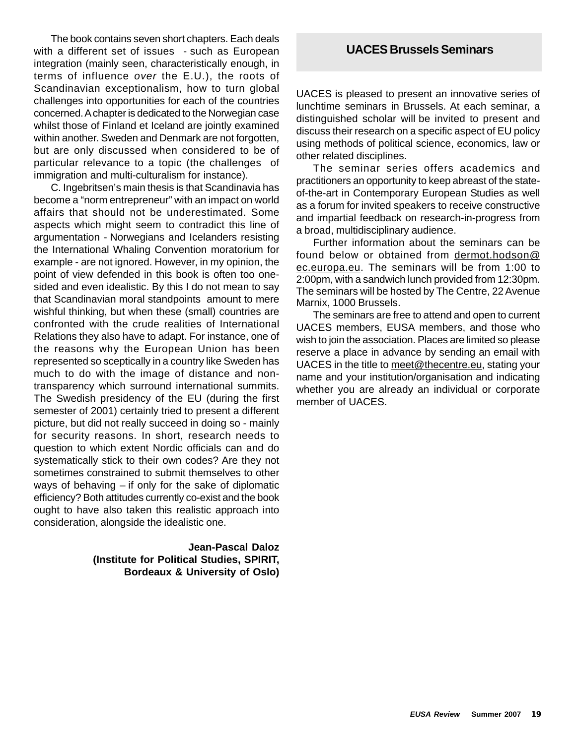The book contains seven short chapters. Each deals with a different set of issues - such as European integration (mainly seen, characteristically enough, in terms of influence *over* the E.U.), the roots of Scandinavian exceptionalism, how to turn global challenges into opportunities for each of the countries concerned. A chapter is dedicated to the Norwegian case whilst those of Finland et Iceland are jointly examined within another. Sweden and Denmark are not forgotten, but are only discussed when considered to be of particular relevance to a topic (the challenges of immigration and multi-culturalism for instance).

C. Ingebritsen's main thesis is that Scandinavia has become a "norm entrepreneur" with an impact on world affairs that should not be underestimated. Some aspects which might seem to contradict this line of argumentation - Norwegians and Icelanders resisting the International Whaling Convention moratorium for example - are not ignored. However, in my opinion, the point of view defended in this book is often too one-sided and even idealistic. By this I do not mean to say that Scandinavian moral standpoints amount to mere wishful thinking, but when these (small) countries are confronted with the crude realities of International Relations they also have to adapt. For instance, one of the reasons why the European Union has been represented so sceptically in a country like Sweden has much to do with the image of distance and non-transparency which surround international summits. The Swedish presidency of the EU (during the first semester of 2001) certainly tried to present a different picture, but did not really succeed in doing so - mainly for security reasons. In short, research needs to question to which extent Nordic officials can and do systematically stick to their own codes? Are they not sometimes constrained to submit themselves to other ways of behaving – if only for the sake of diplomatic efficiency? Both attitudes currently co-exist and the book ought to have also taken this realistic approach into consideration, alongside the idealistic one.

**Jean-Pascal Daloz**
**(Institute for Political Studies, SPIRIT, Bordeaux & University of Oslo)**

## UACES Brussels Seminars

UACES is pleased to present an innovative series of lunchtime seminars in Brussels. At each seminar, a distinguished scholar will be invited to present and discuss their research on a specific aspect of EU policy using methods of political science, economics, law or other related disciplines.

The seminar series offers academics and practitioners an opportunity to keep abreast of the state-of-the-art in Contemporary European Studies as well as a forum for invited speakers to receive constructive and impartial feedback on research-in-progress from a broad, multidisciplinary audience.

Further information about the seminars can be found below or obtained from dermot.hodson@ec.europa.eu. The seminars will be from 1:00 to 2:00pm, with a sandwich lunch provided from 12:30pm. The seminars will be hosted by The Centre, 22 Avenue Marnix, 1000 Brussels.

The seminars are free to attend and open to current UACES members, EUSA members, and those who wish to join the association. Places are limited so please reserve a place in advance by sending an email with UACES in the title to meet@thecentre.eu, stating your name and your institution/organisation and indicating whether you are already an individual or corporate member of UACES.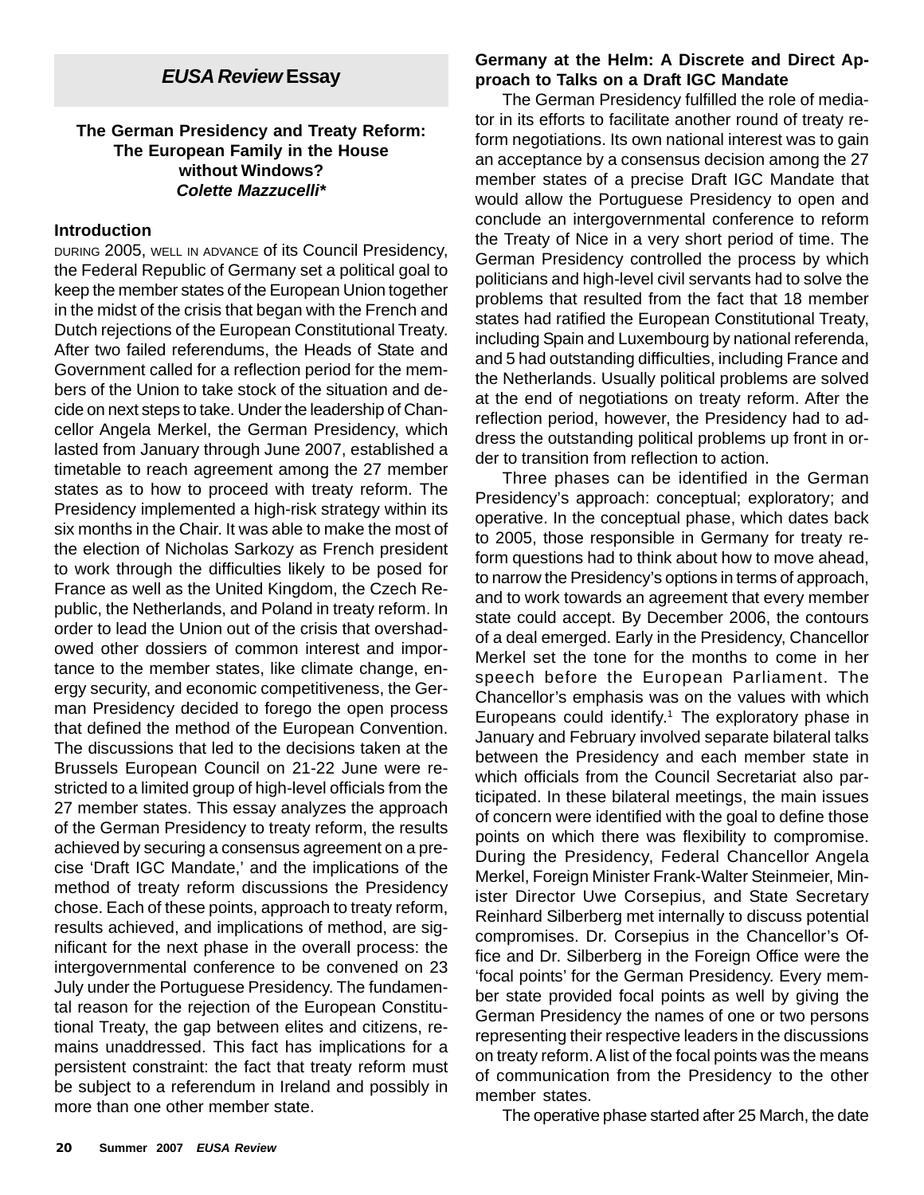## *EUSA Review* Essay

### The German Presidency and Treaty Reform: The European Family in the House without Windows?

***Colette Mazzucelli****

### Introduction

DURING 2005, WELL IN ADVANCE of its Council Presidency, the Federal Republic of Germany set a political goal to keep the member states of the European Union together in the midst of the crisis that began with the French and Dutch rejections of the European Constitutional Treaty. After two failed referendums, the Heads of State and Government called for a reflection period for the members of the Union to take stock of the situation and decide on next steps to take. Under the leadership of Chancellor Angela Merkel, the German Presidency, which lasted from January through June 2007, established a timetable to reach agreement among the 27 member states as to how to proceed with treaty reform. The Presidency implemented a high-risk strategy within its six months in the Chair. It was able to make the most of the election of Nicholas Sarkozy as French president to work through the difficulties likely to be posed for France as well as the United Kingdom, the Czech Republic, the Netherlands, and Poland in treaty reform. In order to lead the Union out of the crisis that overshadowed other dossiers of common interest and importance to the member states, like climate change, energy security, and economic competitiveness, the German Presidency decided to forego the open process that defined the method of the European Convention. The discussions that led to the decisions taken at the Brussels European Council on 21-22 June were restricted to a limited group of high-level officials from the 27 member states. This essay analyzes the approach of the German Presidency to treaty reform, the results achieved by securing a consensus agreement on a precise 'Draft IGC Mandate,' and the implications of the method of treaty reform discussions the Presidency chose. Each of these points, approach to treaty reform, results achieved, and implications of method, are significant for the next phase in the overall process: the intergovernmental conference to be convened on 23 July under the Portuguese Presidency. The fundamental reason for the rejection of the European Constitutional Treaty, the gap between elites and citizens, remains unaddressed. This fact has implications for a persistent constraint: the fact that treaty reform must be subject to a referendum in Ireland and possibly in more than one other member state.

### Germany at the Helm: A Discrete and Direct Approach to Talks on a Draft IGC Mandate

The German Presidency fulfilled the role of mediator in its efforts to facilitate another round of treaty reform negotiations. Its own national interest was to gain an acceptance by a consensus decision among the 27 member states of a precise Draft IGC Mandate that would allow the Portuguese Presidency to open and conclude an intergovernmental conference to reform the Treaty of Nice in a very short period of time. The German Presidency controlled the process by which politicians and high-level civil servants had to solve the problems that resulted from the fact that 18 member states had ratified the European Constitutional Treaty, including Spain and Luxembourg by national referenda, and 5 had outstanding difficulties, including France and the Netherlands. Usually political problems are solved at the end of negotiations on treaty reform. After the reflection period, however, the Presidency had to address the outstanding political problems up front in order to transition from reflection to action.

Three phases can be identified in the German Presidency's approach: conceptual; exploratory; and operative. In the conceptual phase, which dates back to 2005, those responsible in Germany for treaty reform questions had to think about how to move ahead, to narrow the Presidency's options in terms of approach, and to work towards an agreement that every member state could accept. By December 2006, the contours of a deal emerged. Early in the Presidency, Chancellor Merkel set the tone for the months to come in her speech before the European Parliament. The Chancellor's emphasis was on the values with which Europeans could identify.[1] The exploratory phase in January and February involved separate bilateral talks between the Presidency and each member state in which officials from the Council Secretariat also participated. In these bilateral meetings, the main issues of concern were identified with the goal to define those points on which there was flexibility to compromise. During the Presidency, Federal Chancellor Angela Merkel, Foreign Minister Frank-Walter Steinmeier, Minister Director Uwe Corsepius, and State Secretary Reinhard Silberberg met internally to discuss potential compromises. Dr. Corsepius in the Chancellor's Office and Dr. Silberberg in the Foreign Office were the 'focal points' for the German Presidency. Every member state provided focal points as well by giving the German Presidency the names of one or two persons representing their respective leaders in the discussions on treaty reform. A list of the focal points was the means of communication from the Presidency to the other member states.

The operative phase started after 25 March, the date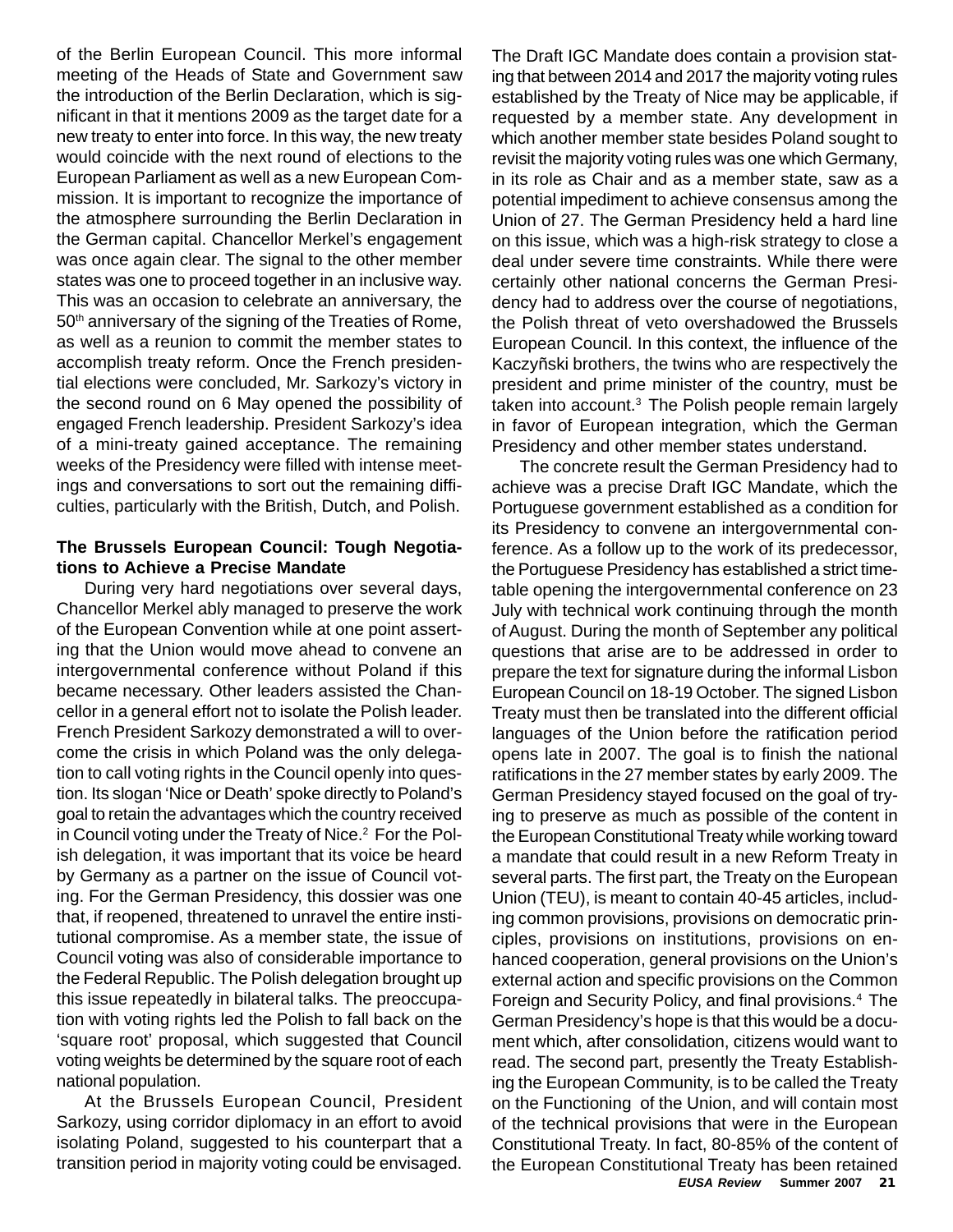of the Berlin European Council. This more informal meeting of the Heads of State and Government saw the introduction of the Berlin Declaration, which is significant in that it mentions 2009 as the target date for a new treaty to enter into force. In this way, the new treaty would coincide with the next round of elections to the European Parliament as well as a new European Commission. It is important to recognize the importance of the atmosphere surrounding the Berlin Declaration in the German capital. Chancellor Merkel's engagement was once again clear. The signal to the other member states was one to proceed together in an inclusive way. This was an occasion to celebrate an anniversary, the 50th anniversary of the signing of the Treaties of Rome, as well as a reunion to commit the member states to accomplish treaty reform. Once the French presidential elections were concluded, Mr. Sarkozy's victory in the second round on 6 May opened the possibility of engaged French leadership. President Sarkozy's idea of a mini-treaty gained acceptance. The remaining weeks of the Presidency were filled with intense meetings and conversations to sort out the remaining difficulties, particularly with the British, Dutch, and Polish.

**The Brussels European Council: Tough Negotiations to Achieve a Precise Mandate**

During very hard negotiations over several days, Chancellor Merkel ably managed to preserve the work of the European Convention while at one point asserting that the Union would move ahead to convene an intergovernmental conference without Poland if this became necessary. Other leaders assisted the Chancellor in a general effort not to isolate the Polish leader. French President Sarkozy demonstrated a will to overcome the crisis in which Poland was the only delegation to call voting rights in the Council openly into question. Its slogan 'Nice or Death' spoke directly to Poland's goal to retain the advantages which the country received in Council voting under the Treaty of Nice.[2] For the Polish delegation, it was important that its voice be heard by Germany as a partner on the issue of Council voting. For the German Presidency, this dossier was one that, if reopened, threatened to unravel the entire institutional compromise. As a member state, the issue of Council voting was also of considerable importance to the Federal Republic. The Polish delegation brought up this issue repeatedly in bilateral talks. The preoccupation with voting rights led the Polish to fall back on the 'square root' proposal, which suggested that Council voting weights be determined by the square root of each national population.

At the Brussels European Council, President Sarkozy, using corridor diplomacy in an effort to avoid isolating Poland, suggested to his counterpart that a transition period in majority voting could be envisaged. The Draft IGC Mandate does contain a provision stating that between 2014 and 2017 the majority voting rules established by the Treaty of Nice may be applicable, if requested by a member state. Any development in which another member state besides Poland sought to revisit the majority voting rules was one which Germany, in its role as Chair and as a member state, saw as a potential impediment to achieve consensus among the Union of 27. The German Presidency held a hard line on this issue, which was a high-risk strategy to close a deal under severe time constraints. While there were certainly other national concerns the German Presidency had to address over the course of negotiations, the Polish threat of veto overshadowed the Brussels European Council. In this context, the influence of the Kaczyñski brothers, the twins who are respectively the president and prime minister of the country, must be taken into account.[3] The Polish people remain largely in favor of European integration, which the German Presidency and other member states understand.

The concrete result the German Presidency had to achieve was a precise Draft IGC Mandate, which the Portuguese government established as a condition for its Presidency to convene an intergovernmental conference. As a follow up to the work of its predecessor, the Portuguese Presidency has established a strict timetable opening the intergovernmental conference on 23 July with technical work continuing through the month of August. During the month of September any political questions that arise are to be addressed in order to prepare the text for signature during the informal Lisbon European Council on 18-19 October. The signed Lisbon Treaty must then be translated into the different official languages of the Union before the ratification period opens late in 2007. The goal is to finish the national ratifications in the 27 member states by early 2009. The German Presidency stayed focused on the goal of trying to preserve as much as possible of the content in the European Constitutional Treaty while working toward a mandate that could result in a new Reform Treaty in several parts. The first part, the Treaty on the European Union (TEU), is meant to contain 40-45 articles, including common provisions, provisions on democratic principles, provisions on institutions, provisions on enhanced cooperation, general provisions on the Union's external action and specific provisions on the Common Foreign and Security Policy, and final provisions.[4] The German Presidency's hope is that this would be a document which, after consolidation, citizens would want to read. The second part, presently the Treaty Establishing the European Community, is to be called the Treaty on the Functioning of the Union, and will contain most of the technical provisions that were in the European Constitutional Treaty. In fact, 80-85% of the content of the European Constitutional Treaty has been retained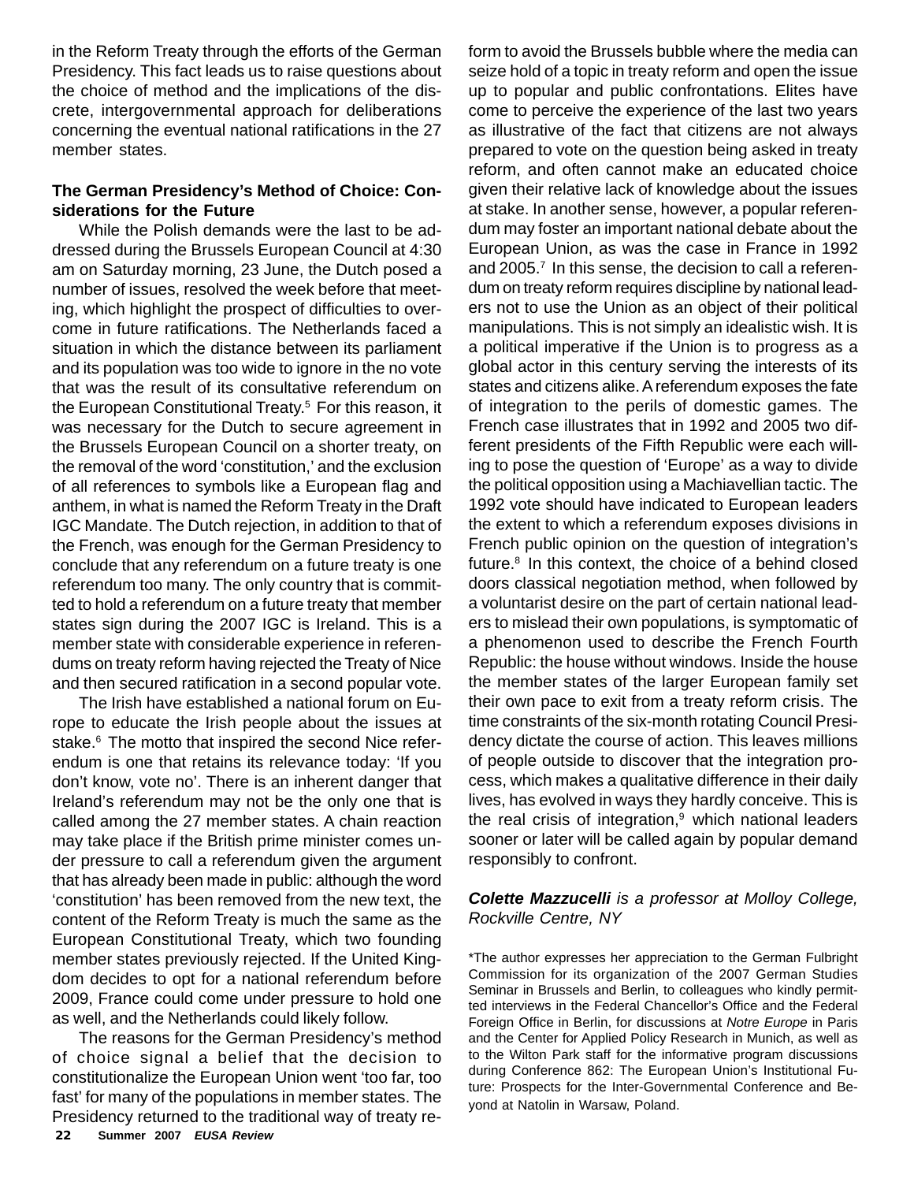in the Reform Treaty through the efforts of the German Presidency. This fact leads us to raise questions about the choice of method and the implications of the discrete, intergovernmental approach for deliberations concerning the eventual national ratifications in the 27 member states.

### The German Presidency's Method of Choice: Considerations for the Future

While the Polish demands were the last to be addressed during the Brussels European Council at 4:30 am on Saturday morning, 23 June, the Dutch posed a number of issues, resolved the week before that meeting, which highlight the prospect of difficulties to overcome in future ratifications. The Netherlands faced a situation in which the distance between its parliament and its population was too wide to ignore in the no vote that was the result of its consultative referendum on the European Constitutional Treaty.[5] For this reason, it was necessary for the Dutch to secure agreement in the Brussels European Council on a shorter treaty, on the removal of the word 'constitution,' and the exclusion of all references to symbols like a European flag and anthem, in what is named the Reform Treaty in the Draft IGC Mandate. The Dutch rejection, in addition to that of the French, was enough for the German Presidency to conclude that any referendum on a future treaty is one referendum too many. The only country that is committed to hold a referendum on a future treaty that member states sign during the 2007 IGC is Ireland. This is a member state with considerable experience in referendums on treaty reform having rejected the Treaty of Nice and then secured ratification in a second popular vote.

The Irish have established a national forum on Europe to educate the Irish people about the issues at stake.[6] The motto that inspired the second Nice referendum is one that retains its relevance today: 'If you don't know, vote no'. There is an inherent danger that Ireland's referendum may not be the only one that is called among the 27 member states. A chain reaction may take place if the British prime minister comes under pressure to call a referendum given the argument that has already been made in public: although the word 'constitution' has been removed from the new text, the content of the Reform Treaty is much the same as the European Constitutional Treaty, which two founding member states previously rejected. If the United Kingdom decides to opt for a national referendum before 2009, France could come under pressure to hold one as well, and the Netherlands could likely follow.

The reasons for the German Presidency's method of choice signal a belief that the decision to constitutionalize the European Union went 'too far, too fast' for many of the populations in member states. The Presidency returned to the traditional way of treaty reform to avoid the Brussels bubble where the media can seize hold of a topic in treaty reform and open the issue up to popular and public confrontations. Elites have come to perceive the experience of the last two years as illustrative of the fact that citizens are not always prepared to vote on the question being asked in treaty reform, and often cannot make an educated choice given their relative lack of knowledge about the issues at stake. In another sense, however, a popular referendum may foster an important national debate about the European Union, as was the case in France in 1992 and 2005.[7] In this sense, the decision to call a referendum on treaty reform requires discipline by national leaders not to use the Union as an object of their political manipulations. This is not simply an idealistic wish. It is a political imperative if the Union is to progress as a global actor in this century serving the interests of its states and citizens alike. A referendum exposes the fate of integration to the perils of domestic games. The French case illustrates that in 1992 and 2005 two different presidents of the Fifth Republic were each willing to pose the question of 'Europe' as a way to divide the political opposition using a Machiavellian tactic. The 1992 vote should have indicated to European leaders the extent to which a referendum exposes divisions in French public opinion on the question of integration's future.[8] In this context, the choice of a behind closed doors classical negotiation method, when followed by a voluntarist desire on the part of certain national leaders to mislead their own populations, is symptomatic of a phenomenon used to describe the French Fourth Republic: the house without windows. Inside the house the member states of the larger European family set their own pace to exit from a treaty reform crisis. The time constraints of the six-month rotating Council Presidency dictate the course of action. This leaves millions of people outside to discover that the integration process, which makes a qualitative difference in their daily lives, has evolved in ways they hardly conceive. This is the real crisis of integration,[9] which national leaders sooner or later will be called again by popular demand responsibly to confront.

***Colette Mazzucelli*** *is a professor at Molloy College, Rockville Centre, NY*

\*The author expresses her appreciation to the German Fulbright Commission for its organization of the 2007 German Studies Seminar in Brussels and Berlin, to colleagues who kindly permitted interviews in the Federal Chancellor's Office and the Federal Foreign Office in Berlin, for discussions at *Notre Europe* in Paris and the Center for Applied Policy Research in Munich, as well as to the Wilton Park staff for the informative program discussions during Conference 862: The European Union's Institutional Future: Prospects for the Inter-Governmental Conference and Beyond at Natolin in Warsaw, Poland.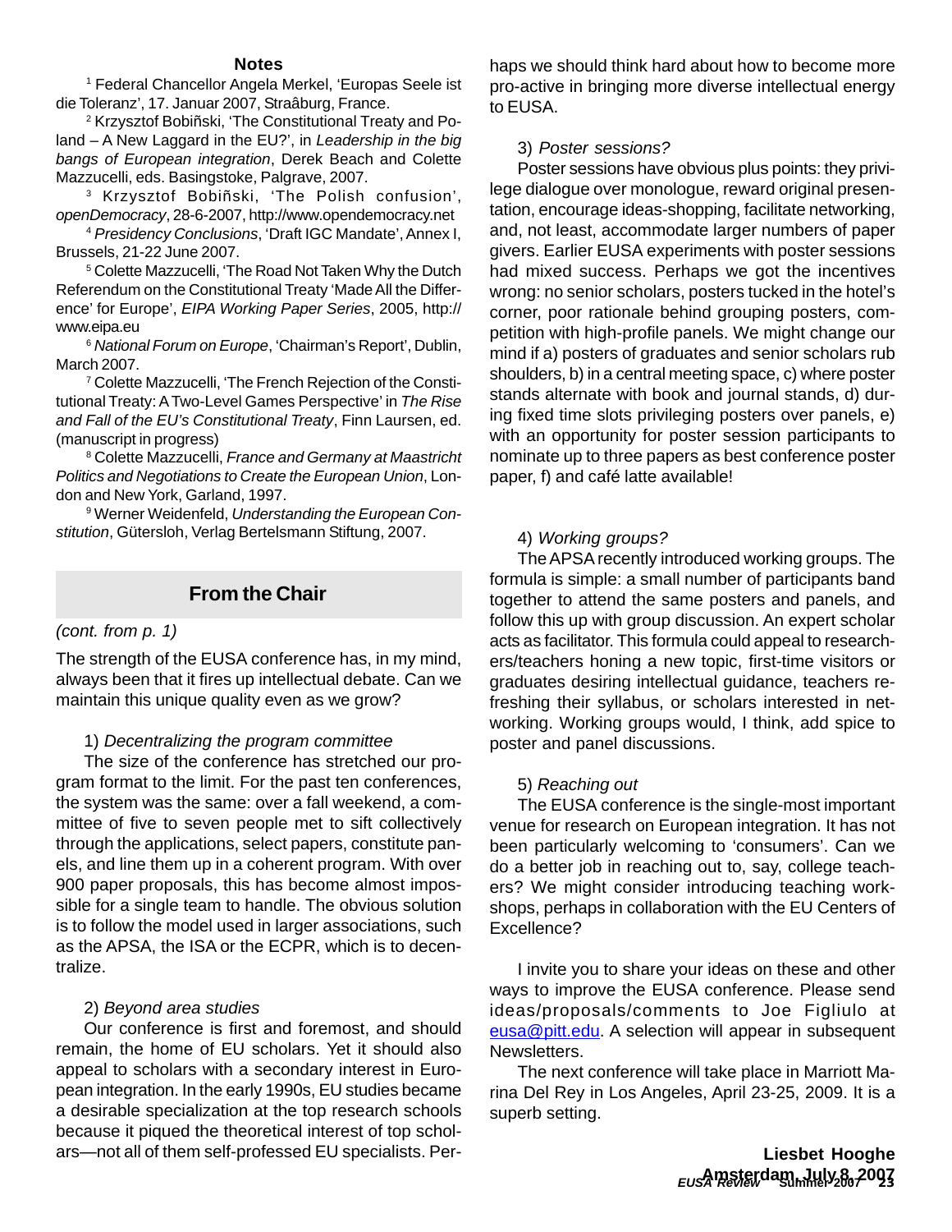## Notes

[1] Federal Chancellor Angela Merkel, 'Europas Seele ist die Toleranz', 17. Januar 2007, Straâburg, France.

[2] Krzysztof Bobiñski, 'The Constitutional Treaty and Poland – A New Laggard in the EU?', in *Leadership in the big bangs of European integration*, Derek Beach and Colette Mazzucelli, eds. Basingstoke, Palgrave, 2007.

[3] Krzysztof Bobiñski, 'The Polish confusion', *openDemocracy*, 28-6-2007, http://www.opendemocracy.net

[4] *Presidency Conclusions*, 'Draft IGC Mandate', Annex I, Brussels, 21-22 June 2007.

[5] Colette Mazzucelli, 'The Road Not Taken Why the Dutch Referendum on the Constitutional Treaty 'Made All the Difference' for Europe', *EIPA Working Paper Series*, 2005, http://www.eipa.eu

[6] *National Forum on Europe*, 'Chairman's Report', Dublin, March 2007.

[7] Colette Mazzucelli, 'The French Rejection of the Constitutional Treaty: A Two-Level Games Perspective' in *The Rise and Fall of the EU's Constitutional Treaty*, Finn Laursen, ed. (manuscript in progress)

[8] Colette Mazzucelli, *France and Germany at Maastricht Politics and Negotiations to Create the European Union*, London and New York, Garland, 1997.

[9] Werner Weidenfeld, *Understanding the European Constitution*, Gütersloh, Verlag Bertelsmann Stiftung, 2007.

## From the Chair

*(cont. from p. 1)*

The strength of the EUSA conference has, in my mind, always been that it fires up intellectual debate. Can we maintain this unique quality even as we grow?

1) *Decentralizing the program committee*

The size of the conference has stretched our program format to the limit. For the past ten conferences, the system was the same: over a fall weekend, a committee of five to seven people met to sift collectively through the applications, select papers, constitute panels, and line them up in a coherent program. With over 900 paper proposals, this has become almost impossible for a single team to handle. The obvious solution is to follow the model used in larger associations, such as the APSA, the ISA or the ECPR, which is to decentralize.

2) *Beyond area studies*

Our conference is first and foremost, and should remain, the home of EU scholars. Yet it should also appeal to scholars with a secondary interest in European integration. In the early 1990s, EU studies became a desirable specialization at the top research schools because it piqued the theoretical interest of top scholars—not all of them self-professed EU specialists. Perhaps we should think hard about how to become more pro-active in bringing more diverse intellectual energy to EUSA.

3) *Poster sessions?*

Poster sessions have obvious plus points: they privilege dialogue over monologue, reward original presentation, encourage ideas-shopping, facilitate networking, and, not least, accommodate larger numbers of paper givers. Earlier EUSA experiments with poster sessions had mixed success. Perhaps we got the incentives wrong: no senior scholars, posters tucked in the hotel's corner, poor rationale behind grouping posters, competition with high-profile panels. We might change our mind if a) posters of graduates and senior scholars rub shoulders, b) in a central meeting space, c) where poster stands alternate with book and journal stands, d) during fixed time slots privileging posters over panels, e) with an opportunity for poster session participants to nominate up to three papers as best conference poster paper, f) and café latte available!

4) *Working groups?*

The APSA recently introduced working groups. The formula is simple: a small number of participants band together to attend the same posters and panels, and follow this up with group discussion. An expert scholar acts as facilitator. This formula could appeal to researchers/teachers honing a new topic, first-time visitors or graduates desiring intellectual guidance, teachers refreshing their syllabus, or scholars interested in networking. Working groups would, I think, add spice to poster and panel discussions.

5) *Reaching out*

The EUSA conference is the single-most important venue for research on European integration. It has not been particularly welcoming to 'consumers'. Can we do a better job in reaching out to, say, college teachers? We might consider introducing teaching workshops, perhaps in collaboration with the EU Centers of Excellence?

I invite you to share your ideas on these and other ways to improve the EUSA conference. Please send ideas/proposals/comments to Joe Figliulo at eusa@pitt.edu. A selection will appear in subsequent Newsletters.

The next conference will take place in Marriott Marina Del Rey in Los Angeles, April 23-25, 2009. It is a superb setting.

**Liesbet Hooghe**
**Amsterdam, July 8, 2007**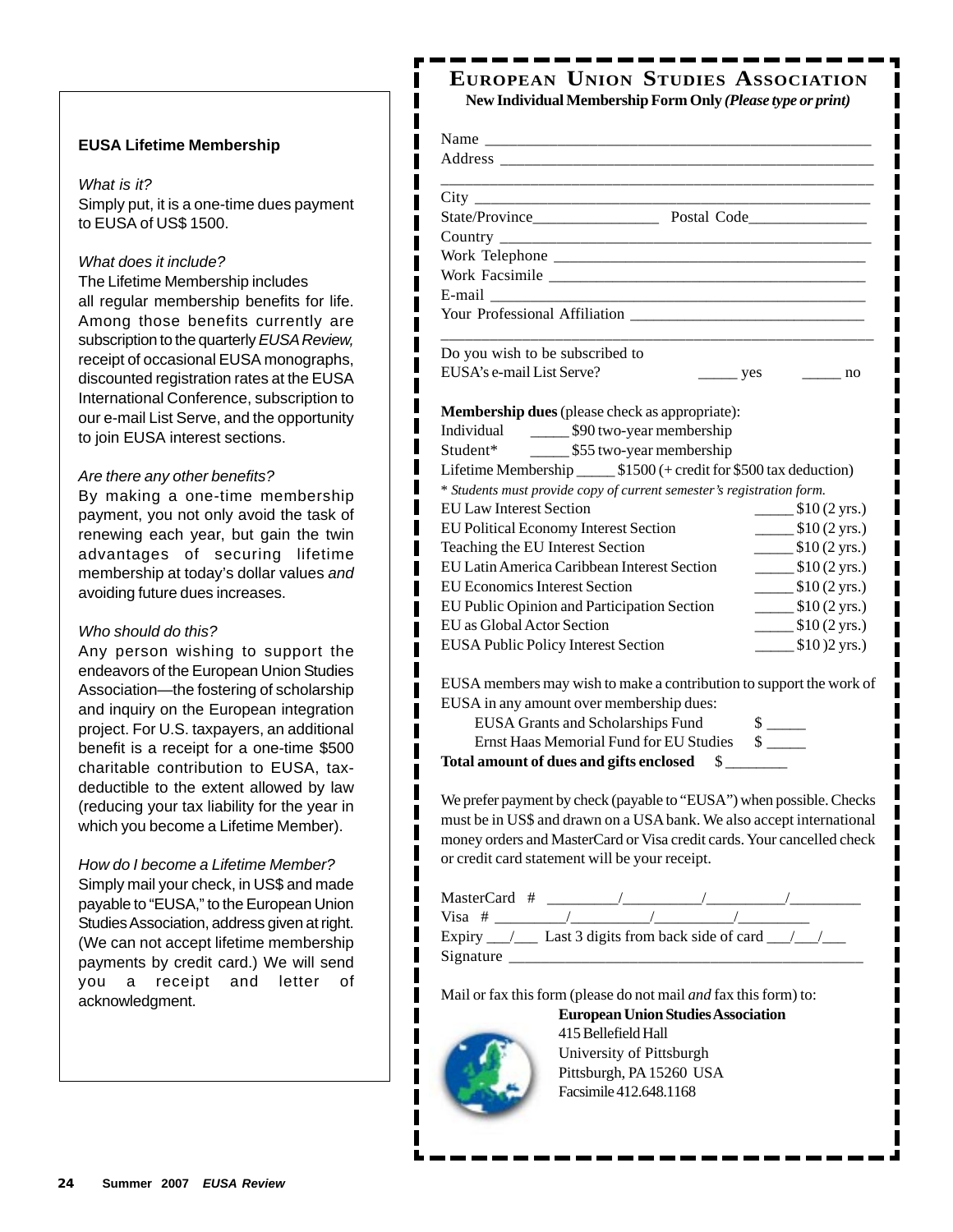## EUSA Lifetime Membership

*What is it?*
Simply put, it is a one-time dues payment to EUSA of US$ 1500.

*What does it include?*
The Lifetime Membership includes all regular membership benefits for life. Among those benefits currently are subscription to the quarterly *EUSA Review,* receipt of occasional EUSA monographs, discounted registration rates at the EUSA International Conference, subscription to our e-mail List Serve, and the opportunity to join EUSA interest sections.

*Are there any other benefits?*
By making a one-time membership payment, you not only avoid the task of renewing each year, but gain the twin advantages of securing lifetime membership at today's dollar values *and* avoiding future dues increases.

*Who should do this?*
Any person wishing to support the endeavors of the European Union Studies Association—the fostering of scholarship and inquiry on the European integration project. For U.S. taxpayers, an additional benefit is a receipt for a one-time $500 charitable contribution to EUSA, tax-deductible to the extent allowed by law (reducing your tax liability for the year in which you become a Lifetime Member).

*How do I become a Lifetime Member?*
Simply mail your check, in US$ and made payable to "EUSA," to the European Union Studies Association, address given at right. (We can not accept lifetime membership payments by credit card.) We will send you a receipt and letter of acknowledgment.

## European Union Studies Association

**New Individual Membership Form Only** ***(Please type or print)***

Name ______________________________________________
Address ____________________________________________
__________________________________________________
City _______________________________________________
State/Province________________ Postal Code_______________
Country ____________________________________________
Work Telephone ______________________________________
Work Facsimile _______________________________________
E-mail _____________________________________________
Your Professional Affiliation ____________________________
__________________________________________________

Do you wish to be subscribed to
EUSA's e-mail List Serve? _____ yes _____ no

**Membership dues** (please check as appropriate):
Individual _____ $90 two-year membership
Student* _____ $55 two-year membership
Lifetime Membership _____ $1500 (+ credit for $500 tax deduction)
\* *Students must provide copy of current semester's registration form.*

EU Law Interest Section _____ $10 (2 yrs.)
EU Political Economy Interest Section _____ $10 (2 yrs.)
Teaching the EU Interest Section _____ $10 (2 yrs.)
EU Latin America Caribbean Interest Section _____ $10 (2 yrs.)
EU Economics Interest Section _____ $10 (2 yrs.)
EU Public Opinion and Participation Section _____ $10 (2 yrs.)
EU as Global Actor Section _____ $10 (2 yrs.)
EUSA Public Policy Interest Section _____ $10 )2 yrs.)

EUSA members may wish to make a contribution to support the work of EUSA in any amount over membership dues:
EUSA Grants and Scholarships Fund $ _____
Ernst Haas Memorial Fund for EU Studies $ _____
**Total amount of dues and gifts enclosed** $ ________

We prefer payment by check (payable to "EUSA") when possible. Checks must be in US$ and drawn on a USA bank. We also accept international money orders and MasterCard or Visa credit cards. Your cancelled check or credit card statement will be your receipt.

MasterCard # _________/__________/__________/_________
Visa # _________/__________/__________/_________
Expiry ___/___ Last 3 digits from back side of card ___/___/___
Signature _____________________________________________

Mail or fax this form (please do not mail *and* fax this form) to:

**European Union Studies Association**
415 Bellefield Hall
University of Pittsburgh
Pittsburgh, PA 15260 USA
Facsimile 412.648.1168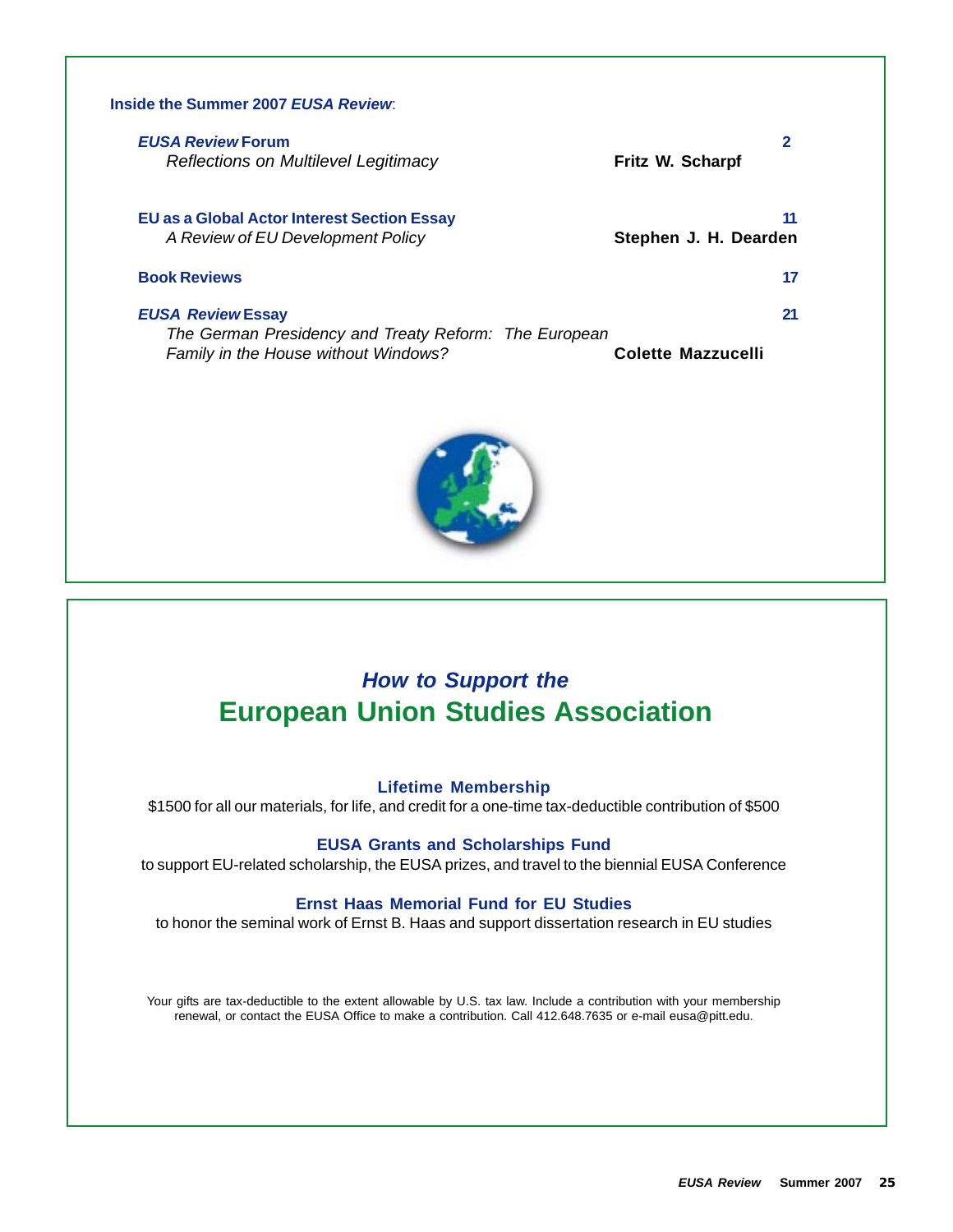**Inside the Summer 2007 *EUSA Review*:**

***EUSA Review* Forum** — 2

*Reflections on Multilevel Legitimacy* — **Fritz W. Scharpf**

**EU as a Global Actor Interest Section Essay** — 11

*A Review of EU Development Policy* — **Stephen J. H. Dearden**

**Book Reviews** — 17

***EUSA Review* Essay** — 21

*The German Presidency and Treaty Reform: The European Family in the House without Windows?* — **Colette Mazzucelli**

## *How to Support the*
## European Union Studies Association

**Lifetime Membership**

$1500 for all our materials, for life, and credit for a one-time tax-deductible contribution of $500

**EUSA Grants and Scholarships Fund**

to support EU-related scholarship, the EUSA prizes, and travel to the biennial EUSA Conference

**Ernst Haas Memorial Fund for EU Studies**

to honor the seminal work of Ernst B. Haas and support dissertation research in EU studies

Your gifts are tax-deductible to the extent allowable by U.S. tax law. Include a contribution with your membership renewal, or contact the EUSA Office to make a contribution. Call 412.648.7635 or e-mail eusa@pitt.edu.